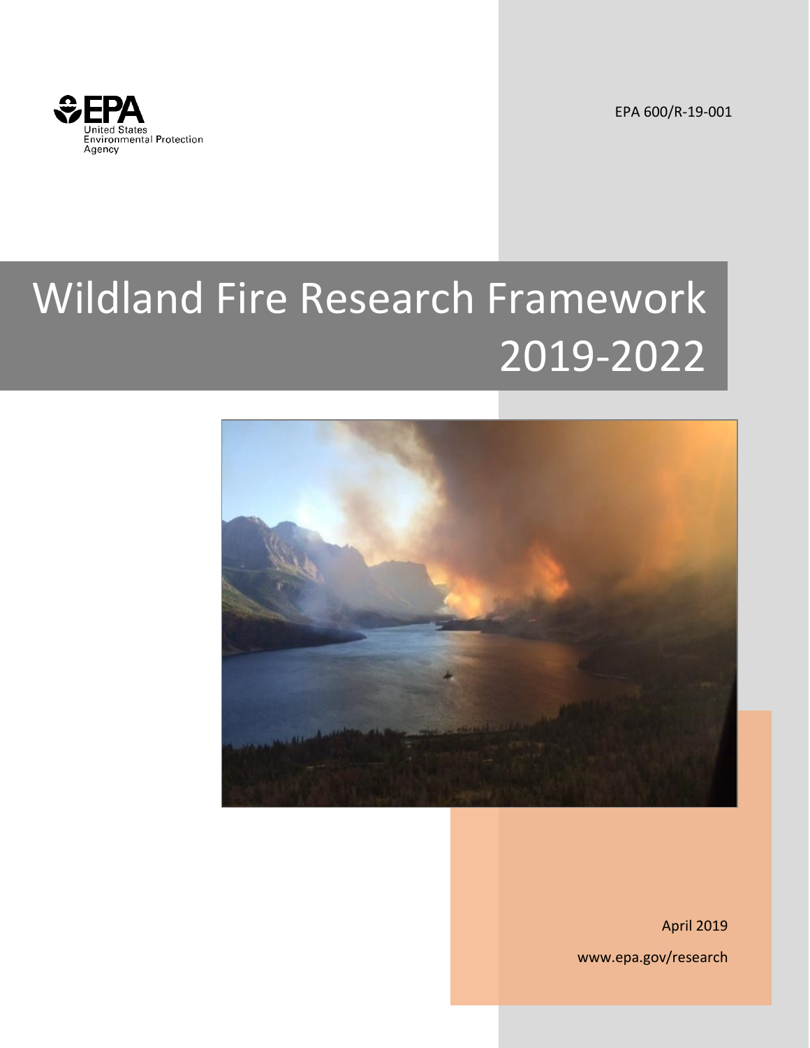United States Environmental Protection Agency

EPA 600/R-19-001

# Wildland Fire Research Framework 2019-2022

April 2019

www.epa.gov/research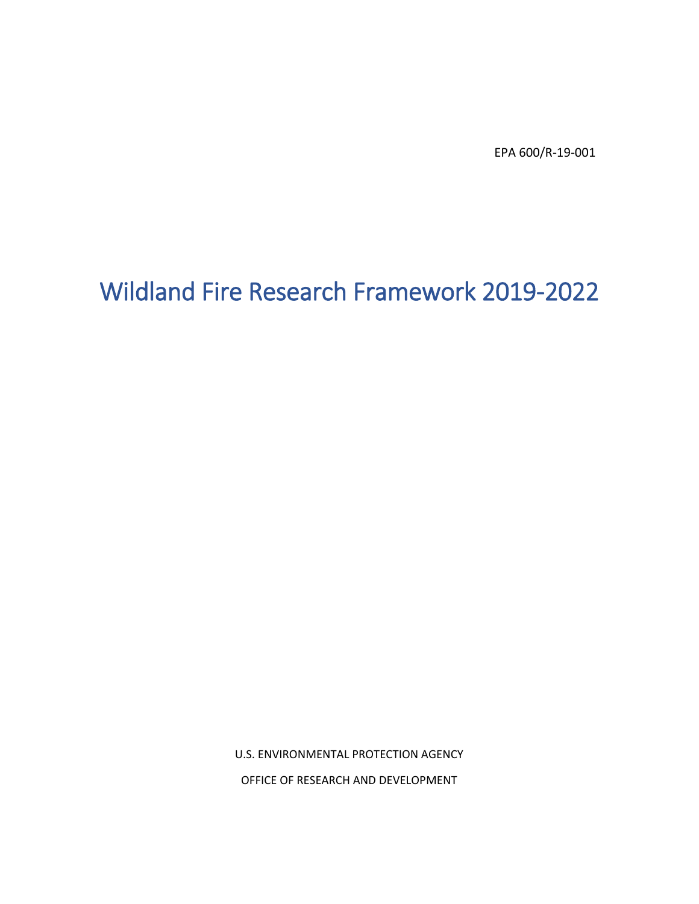EPA 600/R-19-001

# Wildland Fire Research Framework 2019-2022

U.S. ENVIRONMENTAL PROTECTION AGENCY

OFFICE OF RESEARCH AND DEVELOPMENT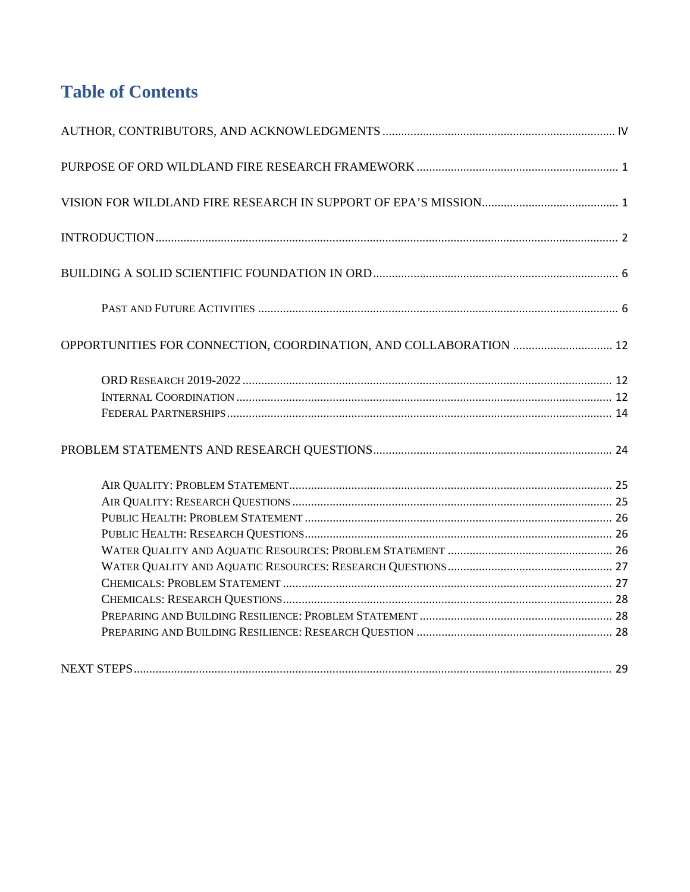# Table of Contents

AUTHOR, CONTRIBUTORS, AND ACKNOWLEDGMENTS .......... IV

PURPOSE OF ORD WILDLAND FIRE RESEARCH FRAMEWORK .......... 1

VISION FOR WILDLAND FIRE RESEARCH IN SUPPORT OF EPA'S MISSION .......... 1

INTRODUCTION .......... 2

BUILDING A SOLID SCIENTIFIC FOUNDATION IN ORD .......... 6

- PAST AND FUTURE ACTIVITIES .......... 6

OPPORTUNITIES FOR CONNECTION, COORDINATION, AND COLLABORATION .......... 12

- ORD RESEARCH 2019-2022 .......... 12
- INTERNAL COORDINATION .......... 12
- FEDERAL PARTNERSHIPS .......... 14

PROBLEM STATEMENTS AND RESEARCH QUESTIONS .......... 24

- AIR QUALITY: PROBLEM STATEMENT .......... 25
- AIR QUALITY: RESEARCH QUESTIONS .......... 25
- PUBLIC HEALTH: PROBLEM STATEMENT .......... 26
- PUBLIC HEALTH: RESEARCH QUESTIONS .......... 26
- WATER QUALITY AND AQUATIC RESOURCES: PROBLEM STATEMENT .......... 26
- WATER QUALITY AND AQUATIC RESOURCES: RESEARCH QUESTIONS .......... 27
- CHEMICALS: PROBLEM STATEMENT .......... 27
- CHEMICALS: RESEARCH QUESTIONS .......... 28
- PREPARING AND BUILDING RESILIENCE: PROBLEM STATEMENT .......... 28
- PREPARING AND BUILDING RESILIENCE: RESEARCH QUESTION .......... 28

NEXT STEPS .......... 29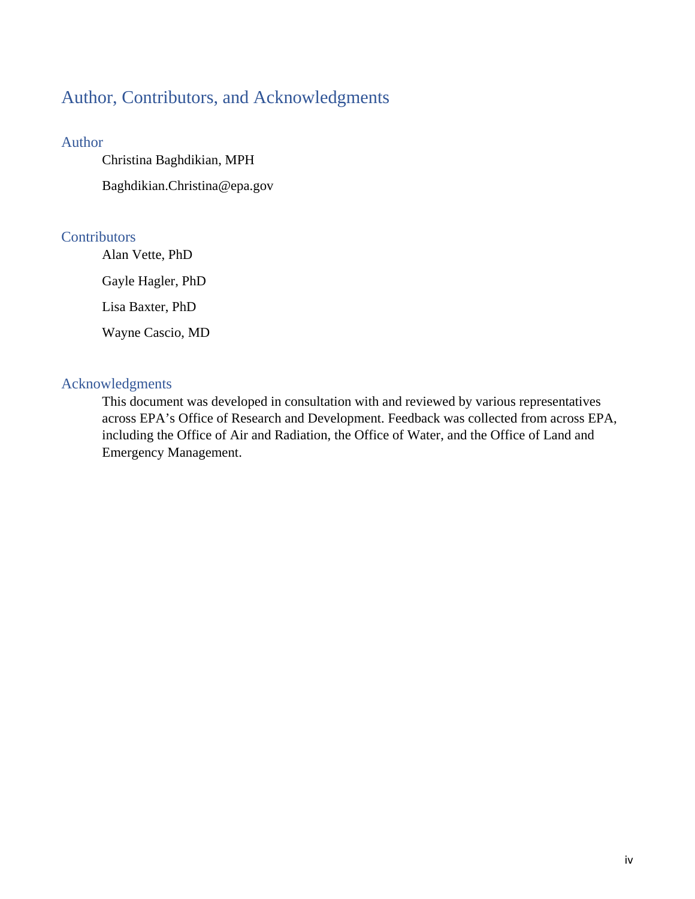# Author, Contributors, and Acknowledgments

## Author

Christina Baghdikian, MPH

Baghdikian.Christina@epa.gov

## Contributors

Alan Vette, PhD

Gayle Hagler, PhD

Lisa Baxter, PhD

Wayne Cascio, MD

## Acknowledgments

This document was developed in consultation with and reviewed by various representatives across EPA's Office of Research and Development. Feedback was collected from across EPA, including the Office of Air and Radiation, the Office of Water, and the Office of Land and Emergency Management.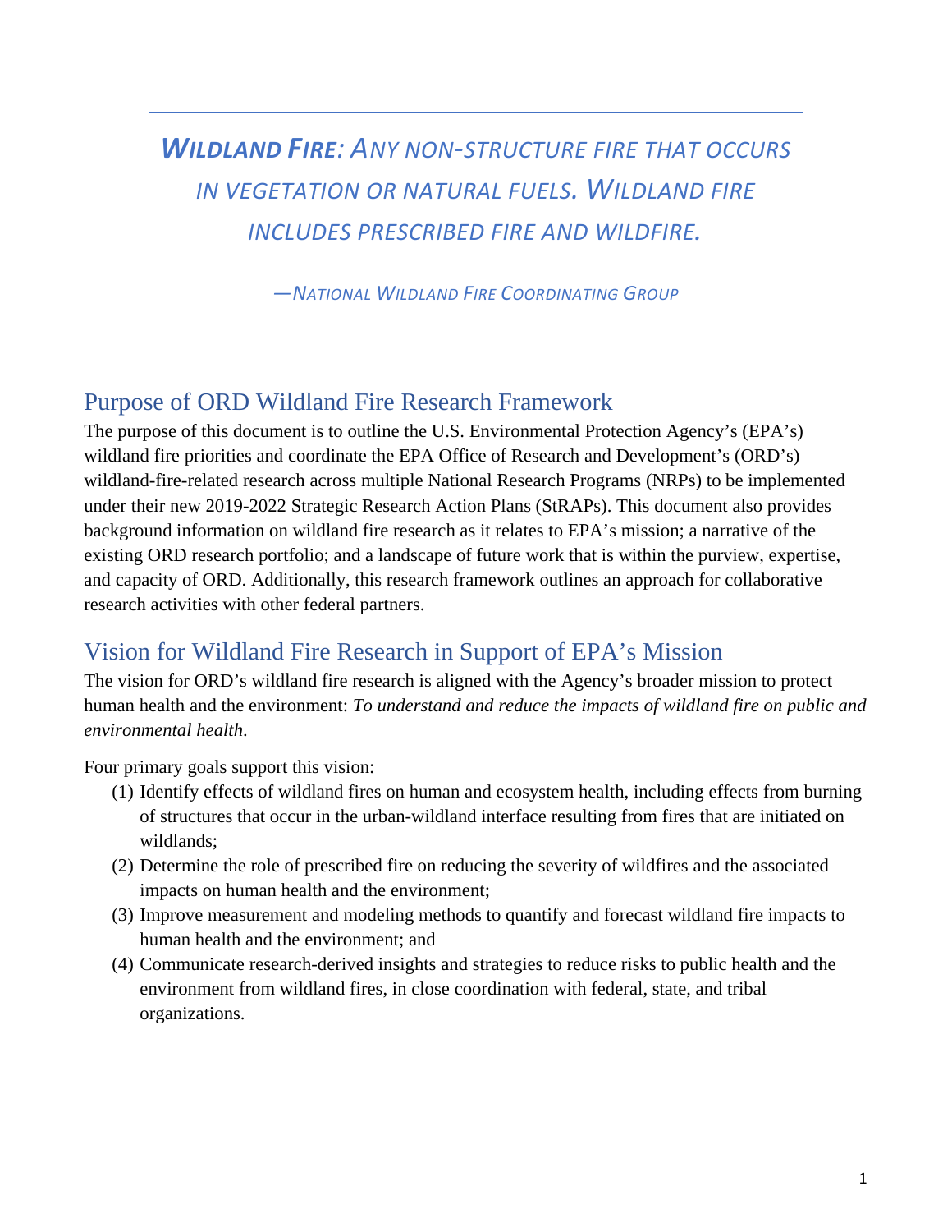---

***Wildland Fire**: Any non-structure fire that occurs in vegetation or natural fuels. Wildland fire includes prescribed fire and wildfire.*

*—National Wildland Fire Coordinating Group*

---

## Purpose of ORD Wildland Fire Research Framework

The purpose of this document is to outline the U.S. Environmental Protection Agency's (EPA's) wildland fire priorities and coordinate the EPA Office of Research and Development's (ORD's) wildland-fire-related research across multiple National Research Programs (NRPs) to be implemented under their new 2019-2022 Strategic Research Action Plans (StRAPs). This document also provides background information on wildland fire research as it relates to EPA's mission; a narrative of the existing ORD research portfolio; and a landscape of future work that is within the purview, expertise, and capacity of ORD. Additionally, this research framework outlines an approach for collaborative research activities with other federal partners.

## Vision for Wildland Fire Research in Support of EPA's Mission

The vision for ORD's wildland fire research is aligned with the Agency's broader mission to protect human health and the environment: *To understand and reduce the impacts of wildland fire on public and environmental health*.

Four primary goals support this vision:

(1) Identify effects of wildland fires on human and ecosystem health, including effects from burning of structures that occur in the urban-wildland interface resulting from fires that are initiated on wildlands;

(2) Determine the role of prescribed fire on reducing the severity of wildfires and the associated impacts on human health and the environment;

(3) Improve measurement and modeling methods to quantify and forecast wildland fire impacts to human health and the environment; and

(4) Communicate research-derived insights and strategies to reduce risks to public health and the environment from wildland fires, in close coordination with federal, state, and tribal organizations.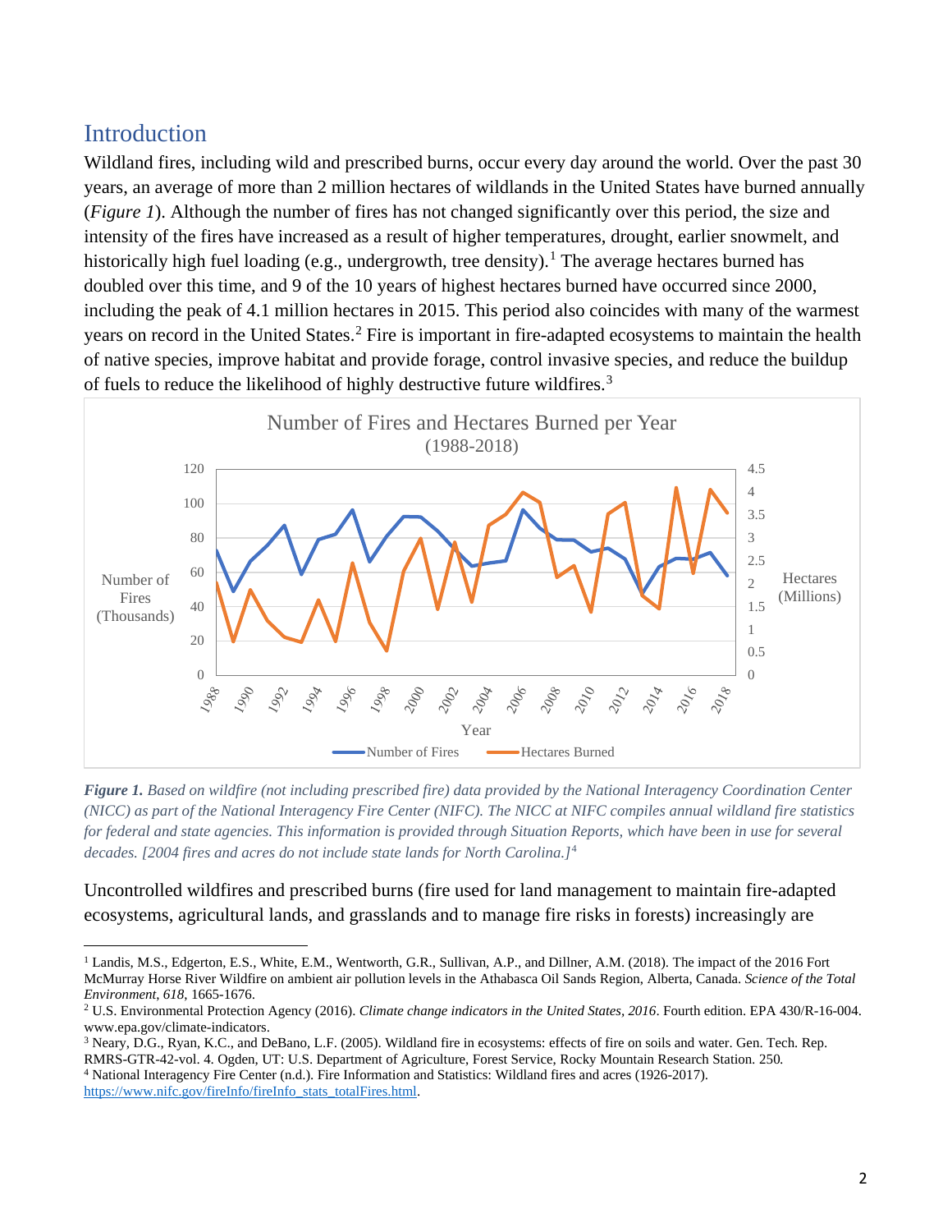## Introduction

Wildland fires, including wild and prescribed burns, occur every day around the world. Over the past 30 years, an average of more than 2 million hectares of wildlands in the United States have burned annually (*Figure 1*). Although the number of fires has not changed significantly over this period, the size and intensity of the fires have increased as a result of higher temperatures, drought, earlier snowmelt, and historically high fuel loading (e.g., undergrowth, tree density).[1] The average hectares burned has doubled over this time, and 9 of the 10 years of highest hectares burned have occurred since 2000, including the peak of 4.1 million hectares in 2015. This period also coincides with many of the warmest years on record in the United States.[2] Fire is important in fire-adapted ecosystems to maintain the health of native species, improve habitat and provide forage, control invasive species, and reduce the buildup of fuels to reduce the likelihood of highly destructive future wildfires.[3]

***Figure 1.*** *Based on wildfire (not including prescribed fire) data provided by the National Interagency Coordination Center (NICC) as part of the National Interagency Fire Center (NIFC). The NICC at NIFC compiles annual wildland fire statistics for federal and state agencies. This information is provided through Situation Reports, which have been in use for several decades. [2004 fires and acres do not include state lands for North Carolina.]*[4]

Uncontrolled wildfires and prescribed burns (fire used for land management to maintain fire-adapted ecosystems, agricultural lands, and grasslands and to manage fire risks in forests) increasingly are

---

[1] Landis, M.S., Edgerton, E.S., White, E.M., Wentworth, G.R., Sullivan, A.P., and Dillner, A.M. (2018). The impact of the 2016 Fort McMurray Horse River Wildfire on ambient air pollution levels in the Athabasca Oil Sands Region, Alberta, Canada. *Science of the Total Environment*, *618*, 1665-1676.

[2] U.S. Environmental Protection Agency (2016). *Climate change indicators in the United States, 2016*. Fourth edition. EPA 430/R-16-004. www.epa.gov/climate-indicators.

[3] Neary, D.G., Ryan, K.C., and DeBano, L.F. (2005). Wildland fire in ecosystems: effects of fire on soils and water. Gen. Tech. Rep. RMRS-GTR-42-vol. 4. Ogden, UT: U.S. Department of Agriculture, Forest Service, Rocky Mountain Research Station. 250.

[4] National Interagency Fire Center (n.d.). Fire Information and Statistics: Wildland fires and acres (1926-2017). https://www.nifc.gov/fireInfo/fireInfo_stats_totalFires.html.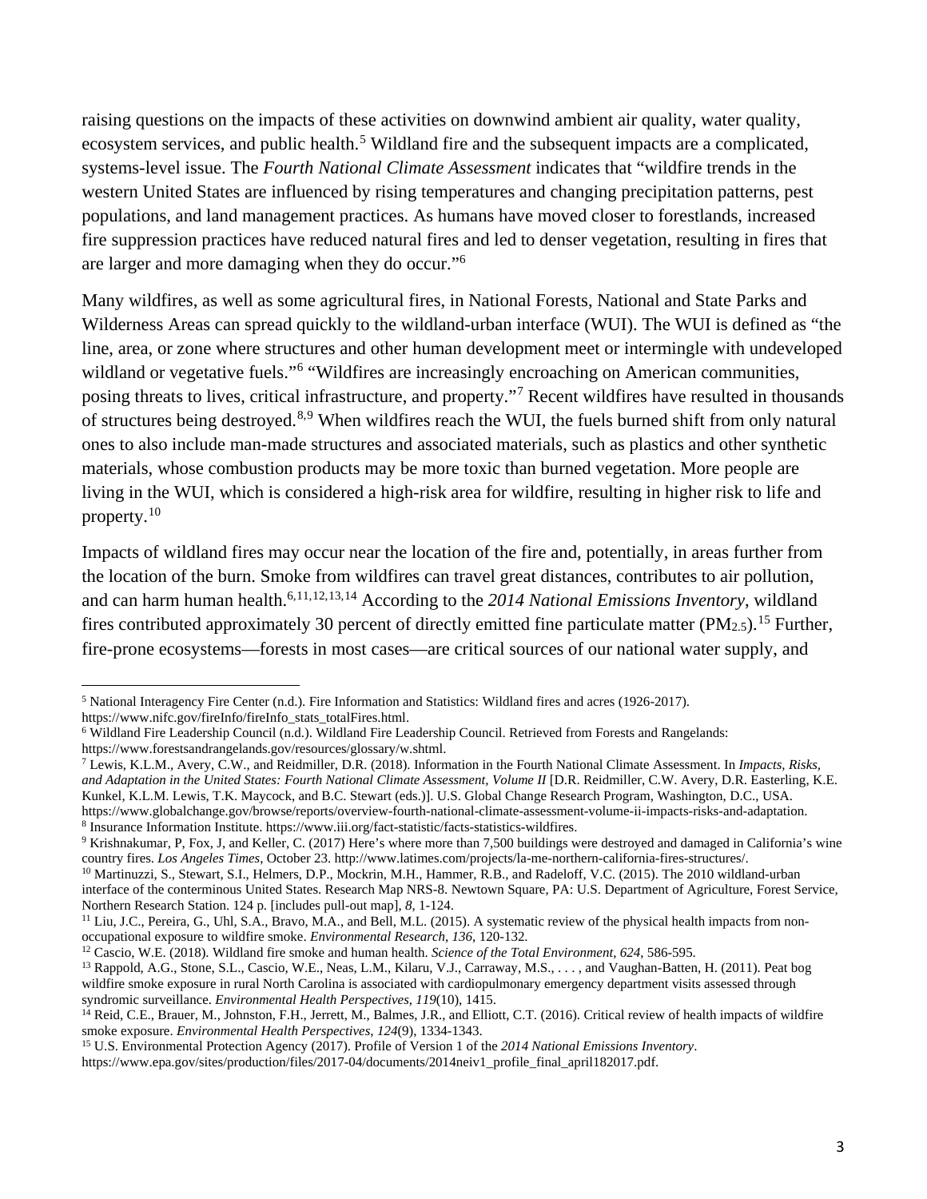raising questions on the impacts of these activities on downwind ambient air quality, water quality, ecosystem services, and public health.[5] Wildland fire and the subsequent impacts are a complicated, systems-level issue. The *Fourth National Climate Assessment* indicates that "wildfire trends in the western United States are influenced by rising temperatures and changing precipitation patterns, pest populations, and land management practices. As humans have moved closer to forestlands, increased fire suppression practices have reduced natural fires and led to denser vegetation, resulting in fires that are larger and more damaging when they do occur."[6]

Many wildfires, as well as some agricultural fires, in National Forests, National and State Parks and Wilderness Areas can spread quickly to the wildland-urban interface (WUI). The WUI is defined as "the line, area, or zone where structures and other human development meet or intermingle with undeveloped wildland or vegetative fuels."[6] "Wildfires are increasingly encroaching on American communities, posing threats to lives, critical infrastructure, and property."[7] Recent wildfires have resulted in thousands of structures being destroyed.[8,9] When wildfires reach the WUI, the fuels burned shift from only natural ones to also include man-made structures and associated materials, such as plastics and other synthetic materials, whose combustion products may be more toxic than burned vegetation. More people are living in the WUI, which is considered a high-risk area for wildfire, resulting in higher risk to life and property.[10]

Impacts of wildland fires may occur near the location of the fire and, potentially, in areas further from the location of the burn. Smoke from wildfires can travel great distances, contributes to air pollution, and can harm human health.[6,11,12,13,14] According to the *2014 National Emissions Inventory*, wildland fires contributed approximately 30 percent of directly emitted fine particulate matter ($PM_{2.5}$).[15] Further, fire-prone ecosystems—forests in most cases—are critical sources of our national water supply, and

---

[5] National Interagency Fire Center (n.d.). Fire Information and Statistics: Wildland fires and acres (1926-2017). https://www.nifc.gov/fireInfo/fireInfo_stats_totalFires.html.

[6] Wildland Fire Leadership Council (n.d.). Wildland Fire Leadership Council. Retrieved from Forests and Rangelands: https://www.forestsandrangelands.gov/resources/glossary/w.shtml.

[7] Lewis, K.L.M., Avery, C.W., and Reidmiller, D.R. (2018). Information in the Fourth National Climate Assessment. In *Impacts, Risks, and Adaptation in the United States: Fourth National Climate Assessment, Volume II* [D.R. Reidmiller, C.W. Avery, D.R. Easterling, K.E. Kunkel, K.L.M. Lewis, T.K. Maycock, and B.C. Stewart (eds.)]. U.S. Global Change Research Program, Washington, D.C., USA. https://www.globalchange.gov/browse/reports/overview-fourth-national-climate-assessment-volume-ii-impacts-risks-and-adaptation.

[8] Insurance Information Institute. https://www.iii.org/fact-statistic/facts-statistics-wildfires.

[9] Krishnakumar, P, Fox, J, and Keller, C. (2017) Here's where more than 7,500 buildings were destroyed and damaged in California's wine country fires. *Los Angeles Times*, October 23. http://www.latimes.com/projects/la-me-northern-california-fires-structures/.

[10] Martinuzzi, S., Stewart, S.I., Helmers, D.P., Mockrin, M.H., Hammer, R.B., and Radeloff, V.C. (2015). The 2010 wildland-urban interface of the conterminous United States. Research Map NRS-8. Newtown Square, PA: U.S. Department of Agriculture, Forest Service, Northern Research Station. 124 p. [includes pull-out map], *8*, 1-124.

[11] Liu, J.C., Pereira, G., Uhl, S.A., Bravo, M.A., and Bell, M.L. (2015). A systematic review of the physical health impacts from non-occupational exposure to wildfire smoke. *Environmental Research*, *136*, 120-132.

[12] Cascio, W.E. (2018). Wildland fire smoke and human health. *Science of the Total Environment*, *624*, 586-595.

[13] Rappold, A.G., Stone, S.L., Cascio, W.E., Neas, L.M., Kilaru, V.J., Carraway, M.S., . . . , and Vaughan-Batten, H. (2011). Peat bog wildfire smoke exposure in rural North Carolina is associated with cardiopulmonary emergency department visits assessed through syndromic surveillance. *Environmental Health Perspectives*, *119*(10), 1415.

[14] Reid, C.E., Brauer, M., Johnston, F.H., Jerrett, M., Balmes, J.R., and Elliott, C.T. (2016). Critical review of health impacts of wildfire smoke exposure. *Environmental Health Perspectives*, *124*(9), 1334-1343.

[15] U.S. Environmental Protection Agency (2017). Profile of Version 1 of the *2014 National Emissions Inventory*. https://www.epa.gov/sites/production/files/2017-04/documents/2014neiv1_profile_final_april182017.pdf.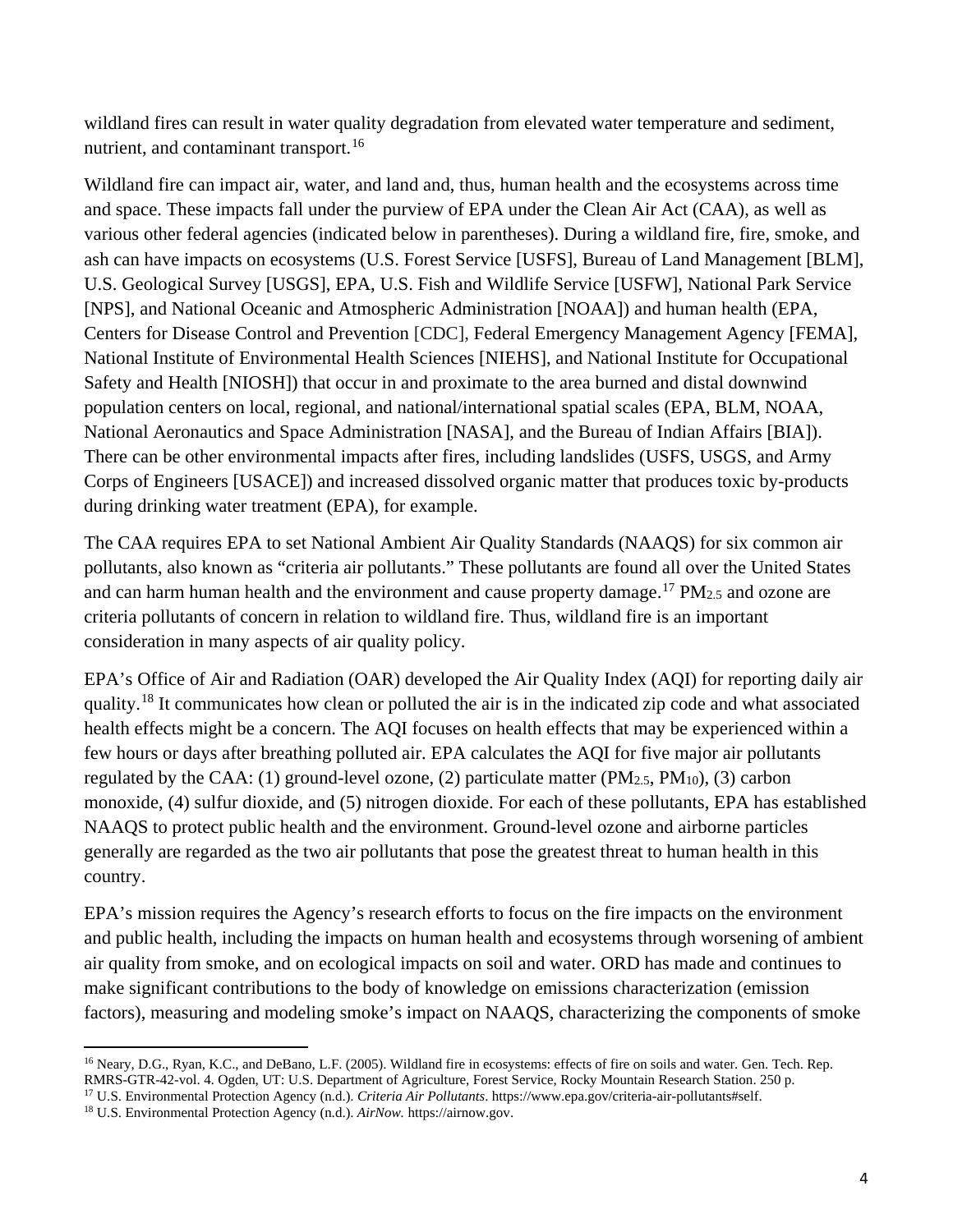wildland fires can result in water quality degradation from elevated water temperature and sediment, nutrient, and contaminant transport.[16]

Wildland fire can impact air, water, and land and, thus, human health and the ecosystems across time and space. These impacts fall under the purview of EPA under the Clean Air Act (CAA), as well as various other federal agencies (indicated below in parentheses). During a wildland fire, fire, smoke, and ash can have impacts on ecosystems (U.S. Forest Service [USFS], Bureau of Land Management [BLM], U.S. Geological Survey [USGS], EPA, U.S. Fish and Wildlife Service [USFW], National Park Service [NPS], and National Oceanic and Atmospheric Administration [NOAA]) and human health (EPA, Centers for Disease Control and Prevention [CDC], Federal Emergency Management Agency [FEMA], National Institute of Environmental Health Sciences [NIEHS], and National Institute for Occupational Safety and Health [NIOSH]) that occur in and proximate to the area burned and distal downwind population centers on local, regional, and national/international spatial scales (EPA, BLM, NOAA, National Aeronautics and Space Administration [NASA], and the Bureau of Indian Affairs [BIA]). There can be other environmental impacts after fires, including landslides (USFS, USGS, and Army Corps of Engineers [USACE]) and increased dissolved organic matter that produces toxic by-products during drinking water treatment (EPA), for example.

The CAA requires EPA to set National Ambient Air Quality Standards (NAAQS) for six common air pollutants, also known as "criteria air pollutants." These pollutants are found all over the United States and can harm human health and the environment and cause property damage.[17] $PM_{2.5}$ and ozone are criteria pollutants of concern in relation to wildland fire. Thus, wildland fire is an important consideration in many aspects of air quality policy.

EPA's Office of Air and Radiation (OAR) developed the Air Quality Index (AQI) for reporting daily air quality.[18] It communicates how clean or polluted the air is in the indicated zip code and what associated health effects might be a concern. The AQI focuses on health effects that may be experienced within a few hours or days after breathing polluted air. EPA calculates the AQI for five major air pollutants regulated by the CAA: (1) ground-level ozone, (2) particulate matter ($PM_{2.5}$, $PM_{10}$), (3) carbon monoxide, (4) sulfur dioxide, and (5) nitrogen dioxide. For each of these pollutants, EPA has established NAAQS to protect public health and the environment. Ground-level ozone and airborne particles generally are regarded as the two air pollutants that pose the greatest threat to human health in this country.

EPA's mission requires the Agency's research efforts to focus on the fire impacts on the environment and public health, including the impacts on human health and ecosystems through worsening of ambient air quality from smoke, and on ecological impacts on soil and water. ORD has made and continues to make significant contributions to the body of knowledge on emissions characterization (emission factors), measuring and modeling smoke's impact on NAAQS, characterizing the components of smoke

---

[16] Neary, D.G., Ryan, K.C., and DeBano, L.F. (2005). Wildland fire in ecosystems: effects of fire on soils and water. Gen. Tech. Rep. RMRS-GTR-42-vol. 4. Ogden, UT: U.S. Department of Agriculture, Forest Service, Rocky Mountain Research Station. 250 p.

[17] U.S. Environmental Protection Agency (n.d.). *Criteria Air Pollutants*. https://www.epa.gov/criteria-air-pollutants#self.

[18] U.S. Environmental Protection Agency (n.d.). *AirNow.* https://airnow.gov.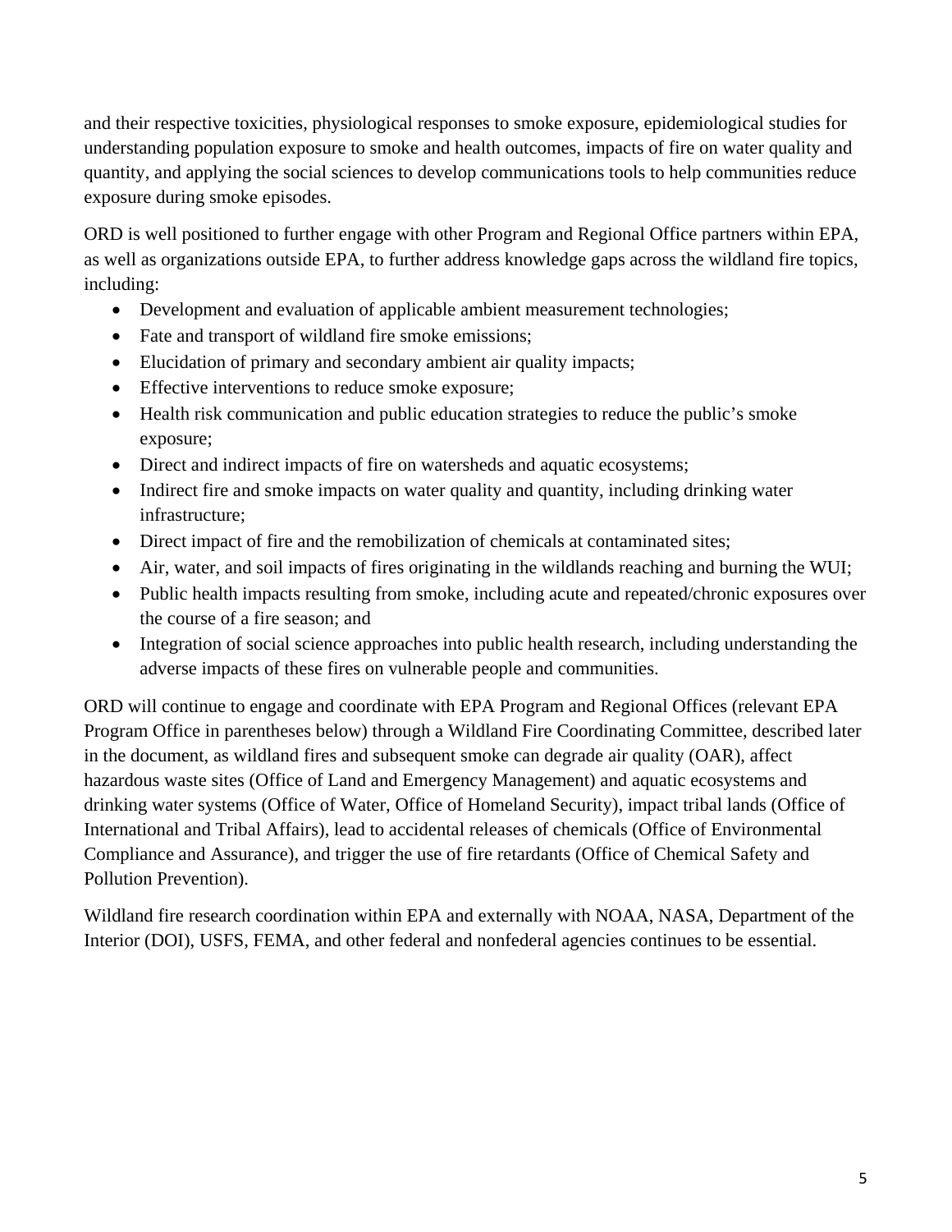and their respective toxicities, physiological responses to smoke exposure, epidemiological studies for understanding population exposure to smoke and health outcomes, impacts of fire on water quality and quantity, and applying the social sciences to develop communications tools to help communities reduce exposure during smoke episodes.

ORD is well positioned to further engage with other Program and Regional Office partners within EPA, as well as organizations outside EPA, to further address knowledge gaps across the wildland fire topics, including:

- Development and evaluation of applicable ambient measurement technologies;
- Fate and transport of wildland fire smoke emissions;
- Elucidation of primary and secondary ambient air quality impacts;
- Effective interventions to reduce smoke exposure;
- Health risk communication and public education strategies to reduce the public's smoke exposure;
- Direct and indirect impacts of fire on watersheds and aquatic ecosystems;
- Indirect fire and smoke impacts on water quality and quantity, including drinking water infrastructure;
- Direct impact of fire and the remobilization of chemicals at contaminated sites;
- Air, water, and soil impacts of fires originating in the wildlands reaching and burning the WUI;
- Public health impacts resulting from smoke, including acute and repeated/chronic exposures over the course of a fire season; and
- Integration of social science approaches into public health research, including understanding the adverse impacts of these fires on vulnerable people and communities.

ORD will continue to engage and coordinate with EPA Program and Regional Offices (relevant EPA Program Office in parentheses below) through a Wildland Fire Coordinating Committee, described later in the document, as wildland fires and subsequent smoke can degrade air quality (OAR), affect hazardous waste sites (Office of Land and Emergency Management) and aquatic ecosystems and drinking water systems (Office of Water, Office of Homeland Security), impact tribal lands (Office of International and Tribal Affairs), lead to accidental releases of chemicals (Office of Environmental Compliance and Assurance), and trigger the use of fire retardants (Office of Chemical Safety and Pollution Prevention).

Wildland fire research coordination within EPA and externally with NOAA, NASA, Department of the Interior (DOI), USFS, FEMA, and other federal and nonfederal agencies continues to be essential.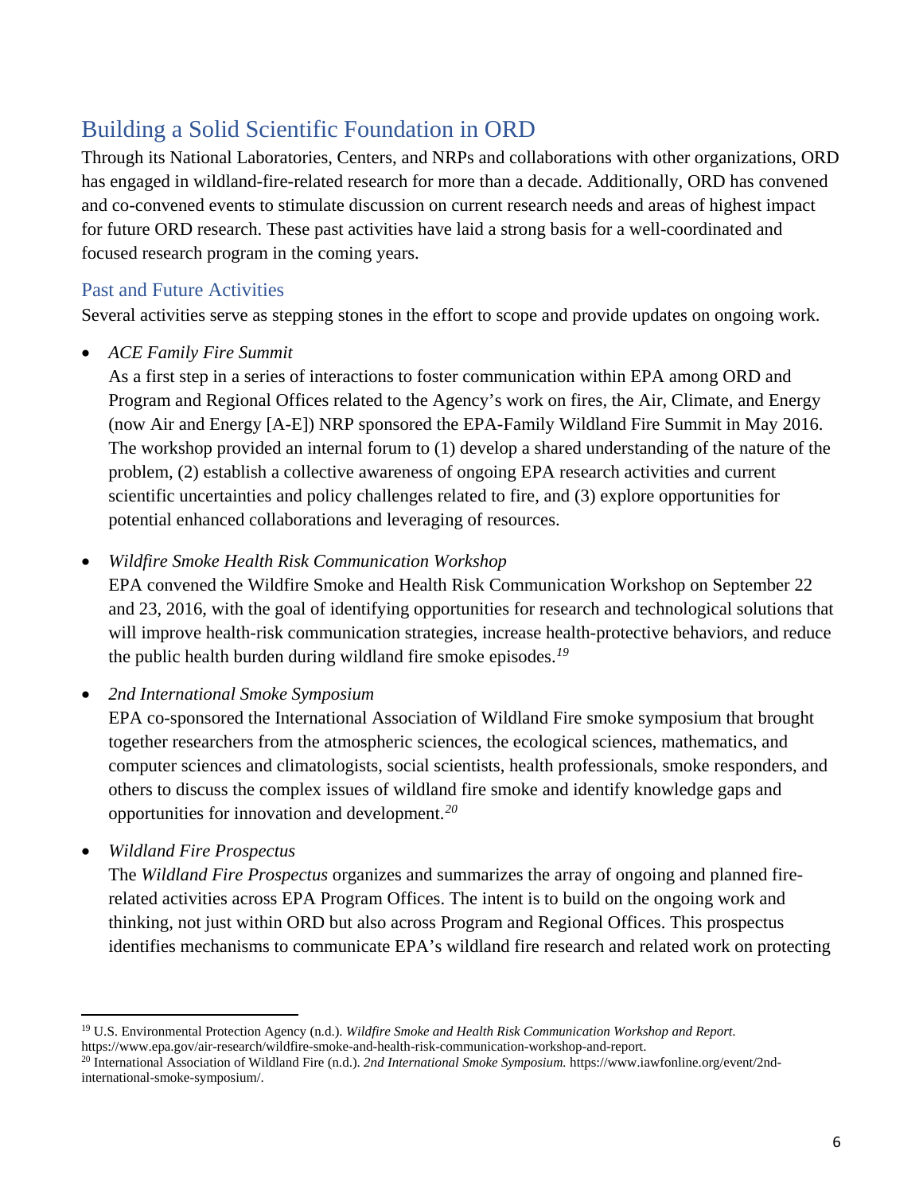## Building a Solid Scientific Foundation in ORD

Through its National Laboratories, Centers, and NRPs and collaborations with other organizations, ORD has engaged in wildland-fire-related research for more than a decade. Additionally, ORD has convened and co-convened events to stimulate discussion on current research needs and areas of highest impact for future ORD research. These past activities have laid a strong basis for a well-coordinated and focused research program in the coming years.

### Past and Future Activities

Several activities serve as stepping stones in the effort to scope and provide updates on ongoing work.

- *ACE Family Fire Summit*
  As a first step in a series of interactions to foster communication within EPA among ORD and Program and Regional Offices related to the Agency's work on fires, the Air, Climate, and Energy (now Air and Energy [A-E]) NRP sponsored the EPA-Family Wildland Fire Summit in May 2016. The workshop provided an internal forum to (1) develop a shared understanding of the nature of the problem, (2) establish a collective awareness of ongoing EPA research activities and current scientific uncertainties and policy challenges related to fire, and (3) explore opportunities for potential enhanced collaborations and leveraging of resources.

- *Wildfire Smoke Health Risk Communication Workshop*
  EPA convened the Wildfire Smoke and Health Risk Communication Workshop on September 22 and 23, 2016, with the goal of identifying opportunities for research and technological solutions that will improve health-risk communication strategies, increase health-protective behaviors, and reduce the public health burden during wildland fire smoke episodes.[19]

- *2nd International Smoke Symposium*
  EPA co-sponsored the International Association of Wildland Fire smoke symposium that brought together researchers from the atmospheric sciences, the ecological sciences, mathematics, and computer sciences and climatologists, social scientists, health professionals, smoke responders, and others to discuss the complex issues of wildland fire smoke and identify knowledge gaps and opportunities for innovation and development.[20]

- *Wildland Fire Prospectus*
  The *Wildland Fire Prospectus* organizes and summarizes the array of ongoing and planned fire-related activities across EPA Program Offices. The intent is to build on the ongoing work and thinking, not just within ORD but also across Program and Regional Offices. This prospectus identifies mechanisms to communicate EPA's wildland fire research and related work on protecting

---

[19] U.S. Environmental Protection Agency (n.d.). *Wildfire Smoke and Health Risk Communication Workshop and Report.* https://www.epa.gov/air-research/wildfire-smoke-and-health-risk-communication-workshop-and-report.

[20] International Association of Wildland Fire (n.d.). *2nd International Smoke Symposium.* https://www.iawfonline.org/event/2nd-international-smoke-symposium/.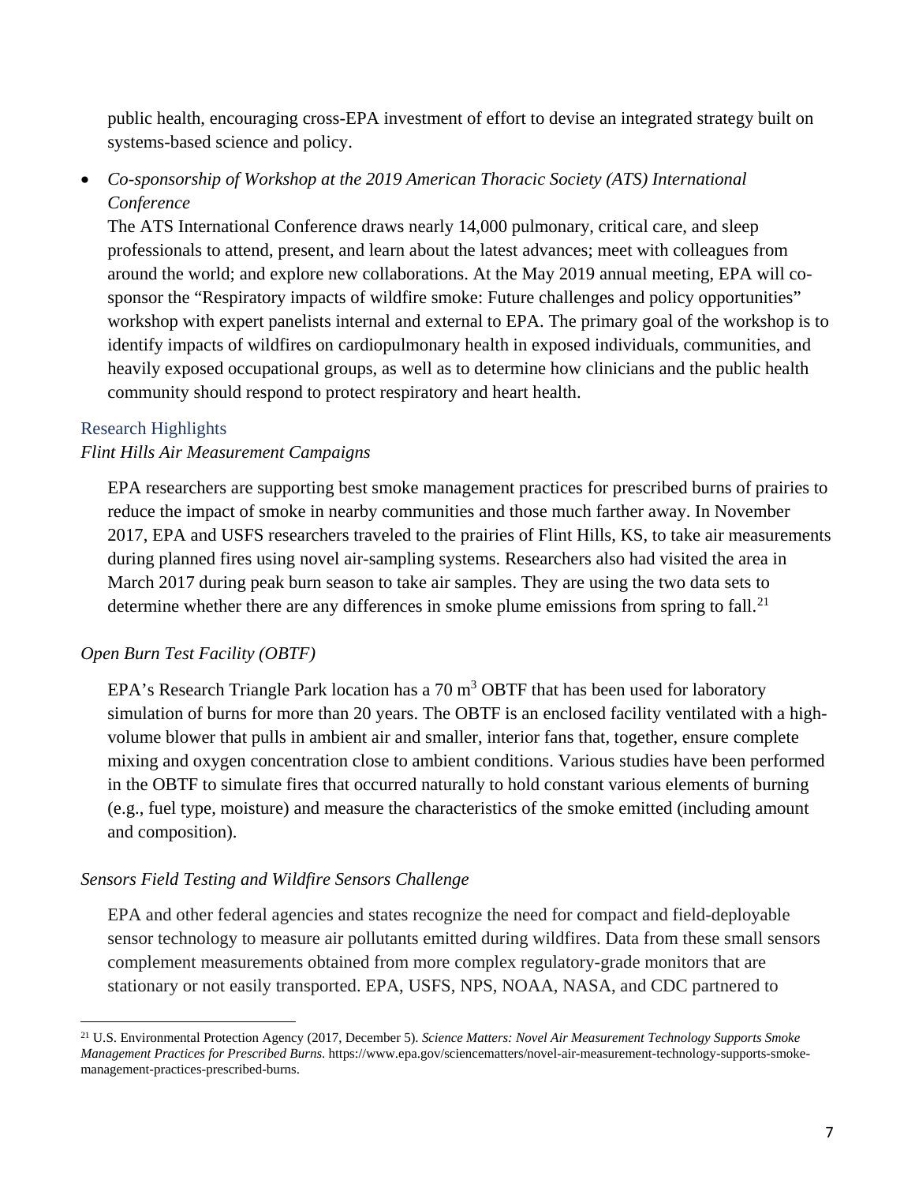public health, encouraging cross-EPA investment of effort to devise an integrated strategy built on systems-based science and policy.

- *Co-sponsorship of Workshop at the 2019 American Thoracic Society (ATS) International Conference*
  The ATS International Conference draws nearly 14,000 pulmonary, critical care, and sleep professionals to attend, present, and learn about the latest advances; meet with colleagues from around the world; and explore new collaborations. At the May 2019 annual meeting, EPA will co-sponsor the "Respiratory impacts of wildfire smoke: Future challenges and policy opportunities" workshop with expert panelists internal and external to EPA. The primary goal of the workshop is to identify impacts of wildfires on cardiopulmonary health in exposed individuals, communities, and heavily exposed occupational groups, as well as to determine how clinicians and the public health community should respond to protect respiratory and heart health.

## Research Highlights

### *Flint Hills Air Measurement Campaigns*

EPA researchers are supporting best smoke management practices for prescribed burns of prairies to reduce the impact of smoke in nearby communities and those much farther away. In November 2017, EPA and USFS researchers traveled to the prairies of Flint Hills, KS, to take air measurements during planned fires using novel air-sampling systems. Researchers also had visited the area in March 2017 during peak burn season to take air samples. They are using the two data sets to determine whether there are any differences in smoke plume emissions from spring to fall.[21]

### *Open Burn Test Facility (OBTF)*

EPA's Research Triangle Park location has a 70 $m^3$ OBTF that has been used for laboratory simulation of burns for more than 20 years. The OBTF is an enclosed facility ventilated with a high-volume blower that pulls in ambient air and smaller, interior fans that, together, ensure complete mixing and oxygen concentration close to ambient conditions. Various studies have been performed in the OBTF to simulate fires that occurred naturally to hold constant various elements of burning (e.g., fuel type, moisture) and measure the characteristics of the smoke emitted (including amount and composition).

### *Sensors Field Testing and Wildfire Sensors Challenge*

EPA and other federal agencies and states recognize the need for compact and field-deployable sensor technology to measure air pollutants emitted during wildfires. Data from these small sensors complement measurements obtained from more complex regulatory-grade monitors that are stationary or not easily transported. EPA, USFS, NPS, NOAA, NASA, and CDC partnered to

---

[21] U.S. Environmental Protection Agency (2017, December 5). *Science Matters: Novel Air Measurement Technology Supports Smoke Management Practices for Prescribed Burns*. https://www.epa.gov/sciencematters/novel-air-measurement-technology-supports-smoke-management-practices-prescribed-burns.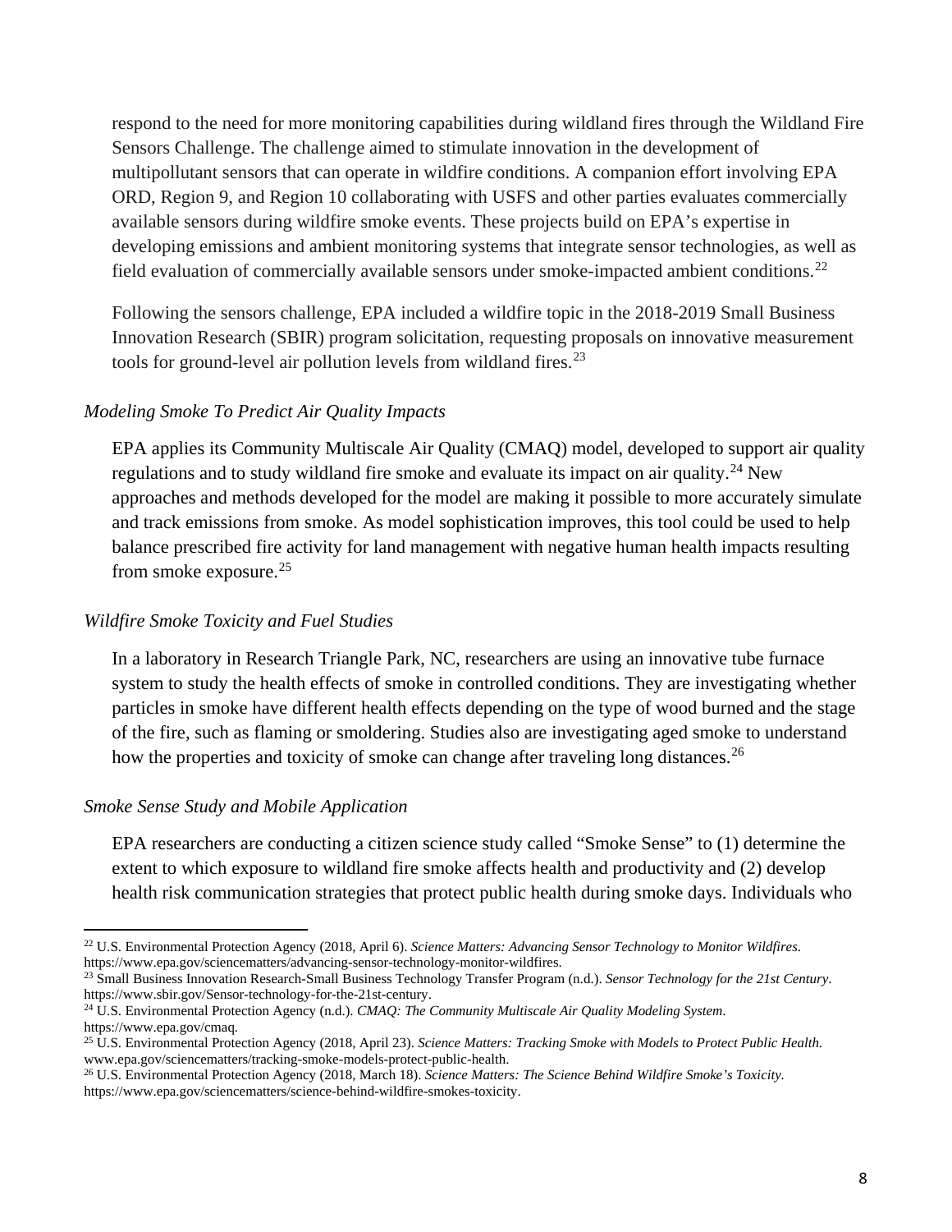respond to the need for more monitoring capabilities during wildland fires through the Wildland Fire Sensors Challenge. The challenge aimed to stimulate innovation in the development of multipollutant sensors that can operate in wildfire conditions. A companion effort involving EPA ORD, Region 9, and Region 10 collaborating with USFS and other parties evaluates commercially available sensors during wildfire smoke events. These projects build on EPA's expertise in developing emissions and ambient monitoring systems that integrate sensor technologies, as well as field evaluation of commercially available sensors under smoke-impacted ambient conditions.[22]

Following the sensors challenge, EPA included a wildfire topic in the 2018-2019 Small Business Innovation Research (SBIR) program solicitation, requesting proposals on innovative measurement tools for ground-level air pollution levels from wildland fires.[23]

*Modeling Smoke To Predict Air Quality Impacts*

EPA applies its Community Multiscale Air Quality (CMAQ) model, developed to support air quality regulations and to study wildland fire smoke and evaluate its impact on air quality.[24] New approaches and methods developed for the model are making it possible to more accurately simulate and track emissions from smoke. As model sophistication improves, this tool could be used to help balance prescribed fire activity for land management with negative human health impacts resulting from smoke exposure.[25]

*Wildfire Smoke Toxicity and Fuel Studies*

In a laboratory in Research Triangle Park, NC, researchers are using an innovative tube furnace system to study the health effects of smoke in controlled conditions. They are investigating whether particles in smoke have different health effects depending on the type of wood burned and the stage of the fire, such as flaming or smoldering. Studies also are investigating aged smoke to understand how the properties and toxicity of smoke can change after traveling long distances.[26]

*Smoke Sense Study and Mobile Application*

EPA researchers are conducting a citizen science study called "Smoke Sense" to (1) determine the extent to which exposure to wildland fire smoke affects health and productivity and (2) develop health risk communication strategies that protect public health during smoke days. Individuals who

---

[22] U.S. Environmental Protection Agency (2018, April 6). *Science Matters: Advancing Sensor Technology to Monitor Wildfires*. https://www.epa.gov/sciencematters/advancing-sensor-technology-monitor-wildfires.

[23] Small Business Innovation Research-Small Business Technology Transfer Program (n.d.). *Sensor Technology for the 21st Century*. https://www.sbir.gov/Sensor-technology-for-the-21st-century.

[24] U.S. Environmental Protection Agency (n.d.). *CMAQ: The Community Multiscale Air Quality Modeling System*. https://www.epa.gov/cmaq.

[25] U.S. Environmental Protection Agency (2018, April 23). *Science Matters: Tracking Smoke with Models to Protect Public Health.* www.epa.gov/sciencematters/tracking-smoke-models-protect-public-health.

[26] U.S. Environmental Protection Agency (2018, March 18). *Science Matters: The Science Behind Wildfire Smoke's Toxicity.* https://www.epa.gov/sciencematters/science-behind-wildfire-smokes-toxicity.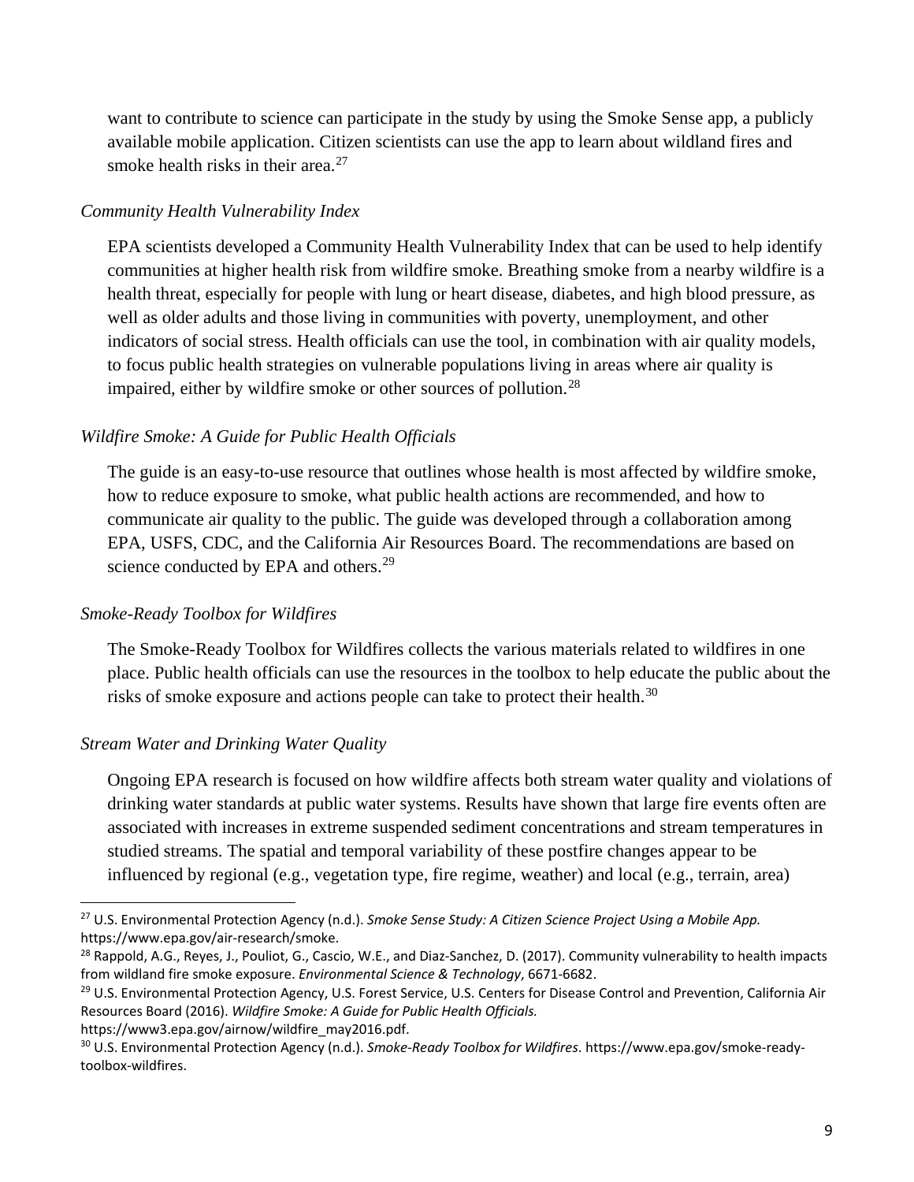want to contribute to science can participate in the study by using the Smoke Sense app, a publicly available mobile application. Citizen scientists can use the app to learn about wildland fires and smoke health risks in their area.[27]

*Community Health Vulnerability Index*

EPA scientists developed a Community Health Vulnerability Index that can be used to help identify communities at higher health risk from wildfire smoke. Breathing smoke from a nearby wildfire is a health threat, especially for people with lung or heart disease, diabetes, and high blood pressure, as well as older adults and those living in communities with poverty, unemployment, and other indicators of social stress. Health officials can use the tool, in combination with air quality models, to focus public health strategies on vulnerable populations living in areas where air quality is impaired, either by wildfire smoke or other sources of pollution.[28]

*Wildfire Smoke: A Guide for Public Health Officials*

The guide is an easy-to-use resource that outlines whose health is most affected by wildfire smoke, how to reduce exposure to smoke, what public health actions are recommended, and how to communicate air quality to the public. The guide was developed through a collaboration among EPA, USFS, CDC, and the California Air Resources Board. The recommendations are based on science conducted by EPA and others.[29]

*Smoke-Ready Toolbox for Wildfires*

The Smoke-Ready Toolbox for Wildfires collects the various materials related to wildfires in one place. Public health officials can use the resources in the toolbox to help educate the public about the risks of smoke exposure and actions people can take to protect their health.[30]

*Stream Water and Drinking Water Quality*

Ongoing EPA research is focused on how wildfire affects both stream water quality and violations of drinking water standards at public water systems. Results have shown that large fire events often are associated with increases in extreme suspended sediment concentrations and stream temperatures in studied streams. The spatial and temporal variability of these postfire changes appear to be influenced by regional (e.g., vegetation type, fire regime, weather) and local (e.g., terrain, area)

---

[27] U.S. Environmental Protection Agency (n.d.). *Smoke Sense Study: A Citizen Science Project Using a Mobile App.* https://www.epa.gov/air-research/smoke.

[28] Rappold, A.G., Reyes, J., Pouliot, G., Cascio, W.E., and Diaz-Sanchez, D. (2017). Community vulnerability to health impacts from wildland fire smoke exposure. *Environmental Science & Technology*, 6671-6682.

[29] U.S. Environmental Protection Agency, U.S. Forest Service, U.S. Centers for Disease Control and Prevention, California Air Resources Board (2016). *Wildfire Smoke: A Guide for Public Health Officials.* https://www3.epa.gov/airnow/wildfire_may2016.pdf.

[30] U.S. Environmental Protection Agency (n.d.). *Smoke-Ready Toolbox for Wildfires*. https://www.epa.gov/smoke-ready-toolbox-wildfires.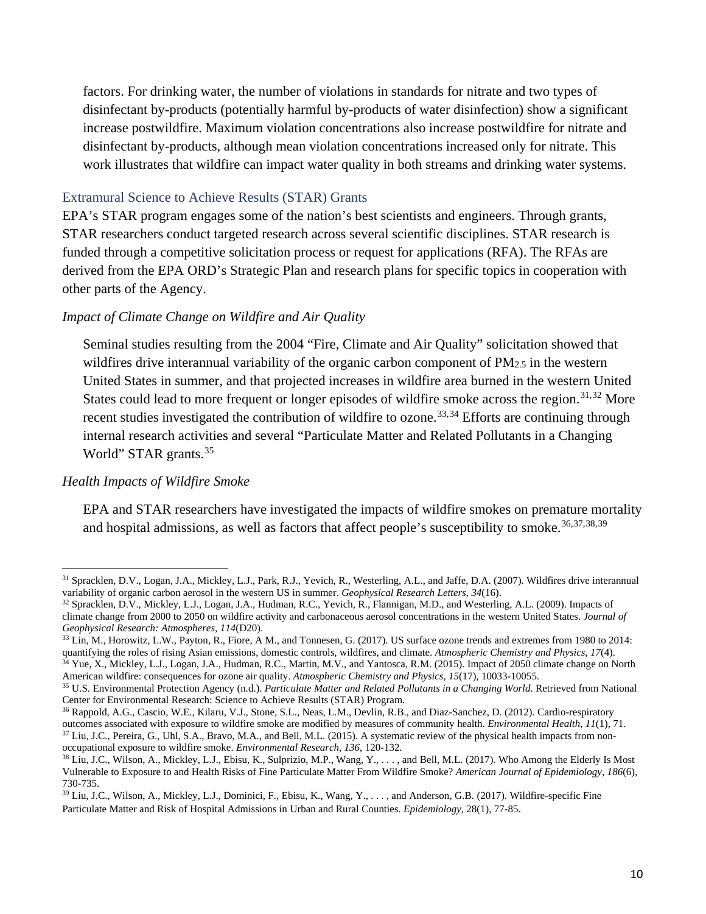factors. For drinking water, the number of violations in standards for nitrate and two types of disinfectant by-products (potentially harmful by-products of water disinfection) show a significant increase postwildfire. Maximum violation concentrations also increase postwildfire for nitrate and disinfectant by-products, although mean violation concentrations increased only for nitrate. This work illustrates that wildfire can impact water quality in both streams and drinking water systems.

### Extramural Science to Achieve Results (STAR) Grants

EPA's STAR program engages some of the nation's best scientists and engineers. Through grants, STAR researchers conduct targeted research across several scientific disciplines. STAR research is funded through a competitive solicitation process or request for applications (RFA). The RFAs are derived from the EPA ORD's Strategic Plan and research plans for specific topics in cooperation with other parts of the Agency.

#### *Impact of Climate Change on Wildfire and Air Quality*

Seminal studies resulting from the 2004 "Fire, Climate and Air Quality" solicitation showed that wildfires drive interannual variability of the organic carbon component of $PM_{2.5}$ in the western United States in summer, and that projected increases in wildfire area burned in the western United States could lead to more frequent or longer episodes of wildfire smoke across the region.[31,32] More recent studies investigated the contribution of wildfire to ozone.[33,34] Efforts are continuing through internal research activities and several "Particulate Matter and Related Pollutants in a Changing World" STAR grants.[35]

#### *Health Impacts of Wildfire Smoke*

EPA and STAR researchers have investigated the impacts of wildfire smokes on premature mortality and hospital admissions, as well as factors that affect people's susceptibility to smoke.[36,37,38,39]

---

[31] Spracklen, D.V., Logan, J.A., Mickley, L.J., Park, R.J., Yevich, R., Westerling, A.L., and Jaffe, D.A. (2007). Wildfires drive interannual variability of organic carbon aerosol in the western US in summer. *Geophysical Research Letters*, *34*(16).

[32] Spracklen, D.V., Mickley, L.J., Logan, J.A., Hudman, R.C., Yevich, R., Flannigan, M.D., and Westerling, A.L. (2009). Impacts of climate change from 2000 to 2050 on wildfire activity and carbonaceous aerosol concentrations in the western United States. *Journal of Geophysical Research: Atmospheres*, *114*(D20).

[33] Lin, M., Horowitz, L.W., Payton, R., Fiore, A M., and Tonnesen, G. (2017). US surface ozone trends and extremes from 1980 to 2014: quantifying the roles of rising Asian emissions, domestic controls, wildfires, and climate. *Atmospheric Chemistry and Physics*, *17*(4).

[34] Yue, X., Mickley, L.J., Logan, J.A., Hudman, R.C., Martin, M.V., and Yantosca, R.M. (2015). Impact of 2050 climate change on North American wildfire: consequences for ozone air quality. *Atmospheric Chemistry and Physics*, *15*(17), 10033-10055.

[35] U.S. Environmental Protection Agency (n.d.). *Particulate Matter and Related Pollutants in a Changing World*. Retrieved from National Center for Environmental Research: Science to Achieve Results (STAR) Program.

[36] Rappold, A.G., Cascio, W.E., Kilaru, V.J., Stone, S.L., Neas, L.M., Devlin, R.B., and Diaz-Sanchez, D. (2012). Cardio-respiratory outcomes associated with exposure to wildfire smoke are modified by measures of community health. *Environmental Health*, *11*(1), 71.

[37] Liu, J.C., Pereira, G., Uhl, S.A., Bravo, M.A., and Bell, M.L. (2015). A systematic review of the physical health impacts from non-occupational exposure to wildfire smoke. *Environmental Research*, *136*, 120-132.

[38] Liu, J.C., Wilson, A., Mickley, L.J., Ebisu, K., Sulprizio, M.P., Wang, Y., . . . , and Bell, M.L. (2017). Who Among the Elderly Is Most Vulnerable to Exposure to and Health Risks of Fine Particulate Matter From Wildfire Smoke? *American Journal of Epidemiology*, *186*(6), 730-735.

[39] Liu, J.C., Wilson, A., Mickley, L.J., Dominici, F., Ebisu, K., Wang, Y., . . . , and Anderson, G.B. (2017). Wildfire-specific Fine Particulate Matter and Risk of Hospital Admissions in Urban and Rural Counties. *Epidemiology*, 28(1), 77-85.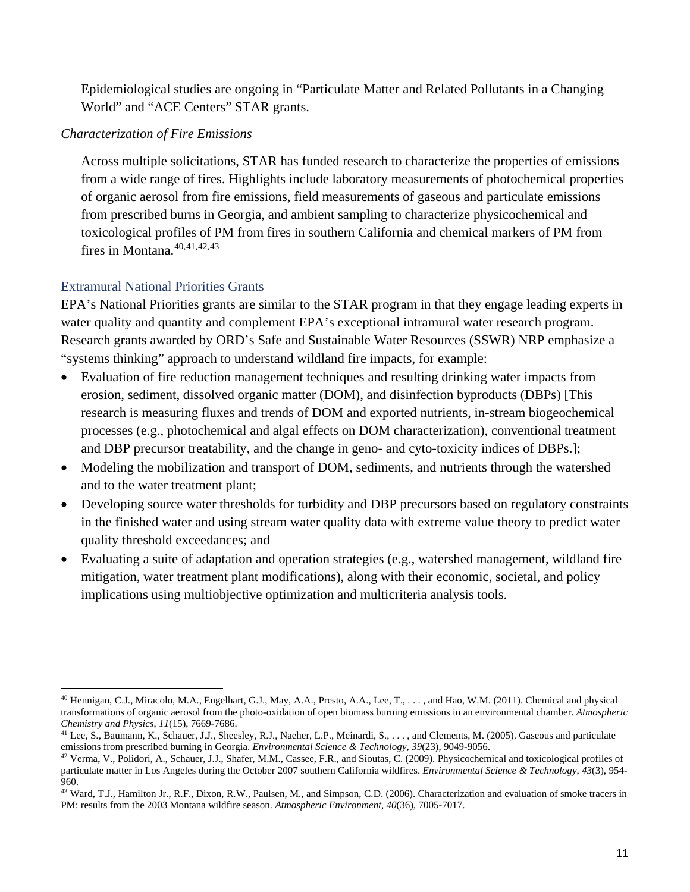Epidemiological studies are ongoing in “Particulate Matter and Related Pollutants in a Changing World” and “ACE Centers” STAR grants.

*Characterization of Fire Emissions*

Across multiple solicitations, STAR has funded research to characterize the properties of emissions from a wide range of fires. Highlights include laboratory measurements of photochemical properties of organic aerosol from fire emissions, field measurements of gaseous and particulate emissions from prescribed burns in Georgia, and ambient sampling to characterize physicochemical and toxicological profiles of PM from fires in southern California and chemical markers of PM from fires in Montana.[40,41,42,43]

### Extramural National Priorities Grants

EPA’s National Priorities grants are similar to the STAR program in that they engage leading experts in water quality and quantity and complement EPA’s exceptional intramural water research program. Research grants awarded by ORD’s Safe and Sustainable Water Resources (SSWR) NRP emphasize a “systems thinking” approach to understand wildland fire impacts, for example:

- Evaluation of fire reduction management techniques and resulting drinking water impacts from erosion, sediment, dissolved organic matter (DOM), and disinfection byproducts (DBPs) [This research is measuring fluxes and trends of DOM and exported nutrients, in-stream biogeochemical processes (e.g., photochemical and algal effects on DOM characterization), conventional treatment and DBP precursor treatability, and the change in geno- and cyto-toxicity indices of DBPs.];
- Modeling the mobilization and transport of DOM, sediments, and nutrients through the watershed and to the water treatment plant;
- Developing source water thresholds for turbidity and DBP precursors based on regulatory constraints in the finished water and using stream water quality data with extreme value theory to predict water quality threshold exceedances; and
- Evaluating a suite of adaptation and operation strategies (e.g., watershed management, wildland fire mitigation, water treatment plant modifications), along with their economic, societal, and policy implications using multiobjective optimization and multicriteria analysis tools.

---

[40] Hennigan, C.J., Miracolo, M.A., Engelhart, G.J., May, A.A., Presto, A.A., Lee, T., . . . , and Hao, W.M. (2011). Chemical and physical transformations of organic aerosol from the photo-oxidation of open biomass burning emissions in an environmental chamber. *Atmospheric Chemistry and Physics*, *11*(15), 7669-7686.

[41] Lee, S., Baumann, K., Schauer, J.J., Sheesley, R.J., Naeher, L.P., Meinardi, S., . . . , and Clements, M. (2005). Gaseous and particulate emissions from prescribed burning in Georgia. *Environmental Science & Technology*, *39*(23), 9049-9056.

[42] Verma, V., Polidori, A., Schauer, J.J., Shafer, M.M., Cassee, F.R., and Sioutas, C. (2009). Physicochemical and toxicological profiles of particulate matter in Los Angeles during the October 2007 southern California wildfires. *Environmental Science & Technology*, *43*(3), 954-960.

[43] Ward, T.J., Hamilton Jr., R.F., Dixon, R.W., Paulsen, M., and Simpson, C.D. (2006). Characterization and evaluation of smoke tracers in PM: results from the 2003 Montana wildfire season. *Atmospheric Environment*, *40*(36), 7005-7017.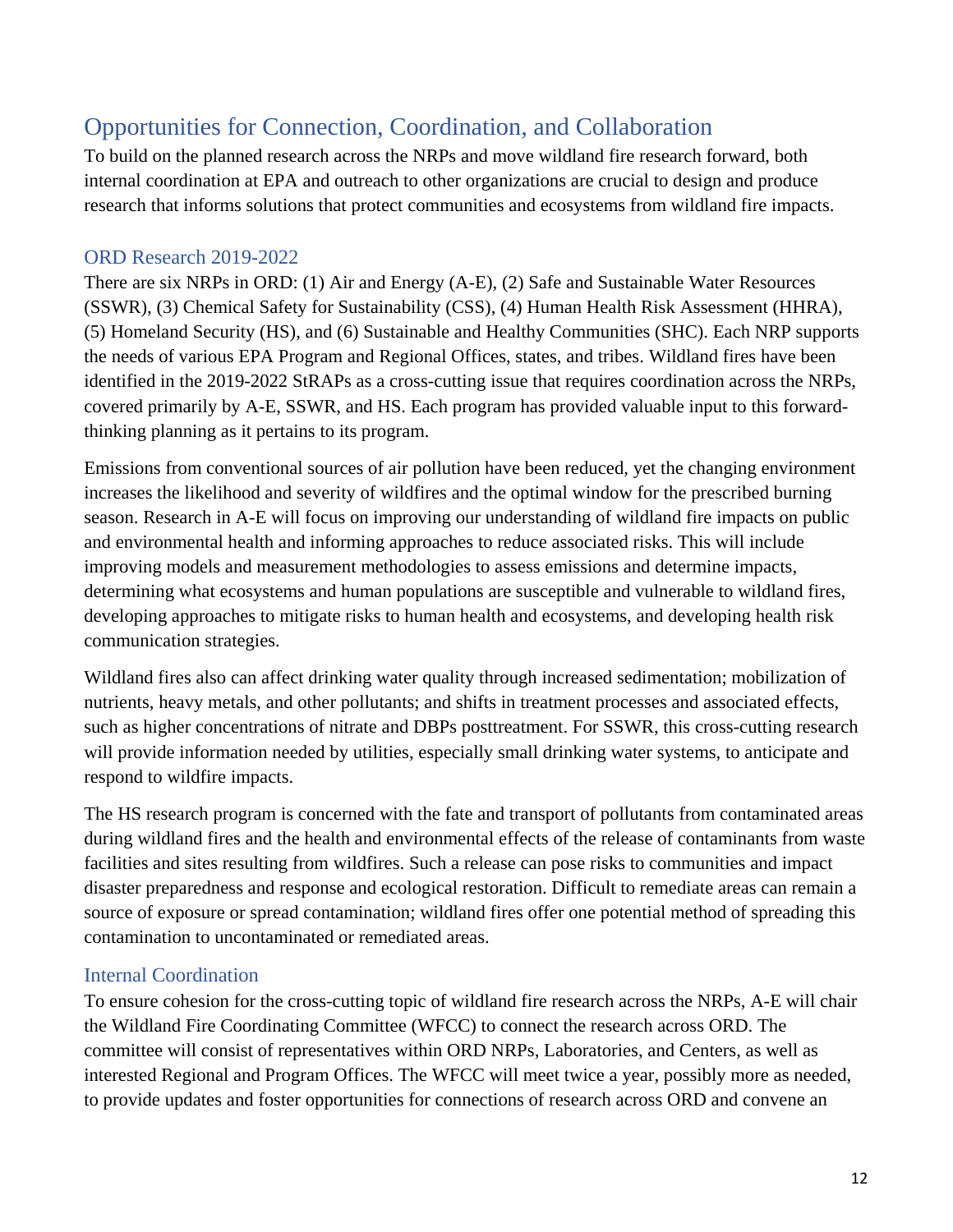## Opportunities for Connection, Coordination, and Collaboration

To build on the planned research across the NRPs and move wildland fire research forward, both internal coordination at EPA and outreach to other organizations are crucial to design and produce research that informs solutions that protect communities and ecosystems from wildland fire impacts.

### ORD Research 2019-2022

There are six NRPs in ORD: (1) Air and Energy (A-E), (2) Safe and Sustainable Water Resources (SSWR), (3) Chemical Safety for Sustainability (CSS), (4) Human Health Risk Assessment (HHRA), (5) Homeland Security (HS), and (6) Sustainable and Healthy Communities (SHC). Each NRP supports the needs of various EPA Program and Regional Offices, states, and tribes. Wildland fires have been identified in the 2019-2022 StRAPs as a cross-cutting issue that requires coordination across the NRPs, covered primarily by A-E, SSWR, and HS. Each program has provided valuable input to this forward-thinking planning as it pertains to its program.

Emissions from conventional sources of air pollution have been reduced, yet the changing environment increases the likelihood and severity of wildfires and the optimal window for the prescribed burning season. Research in A-E will focus on improving our understanding of wildland fire impacts on public and environmental health and informing approaches to reduce associated risks. This will include improving models and measurement methodologies to assess emissions and determine impacts, determining what ecosystems and human populations are susceptible and vulnerable to wildland fires, developing approaches to mitigate risks to human health and ecosystems, and developing health risk communication strategies.

Wildland fires also can affect drinking water quality through increased sedimentation; mobilization of nutrients, heavy metals, and other pollutants; and shifts in treatment processes and associated effects, such as higher concentrations of nitrate and DBPs posttreatment. For SSWR, this cross-cutting research will provide information needed by utilities, especially small drinking water systems, to anticipate and respond to wildfire impacts.

The HS research program is concerned with the fate and transport of pollutants from contaminated areas during wildland fires and the health and environmental effects of the release of contaminants from waste facilities and sites resulting from wildfires. Such a release can pose risks to communities and impact disaster preparedness and response and ecological restoration. Difficult to remediate areas can remain a source of exposure or spread contamination; wildland fires offer one potential method of spreading this contamination to uncontaminated or remediated areas.

### Internal Coordination

To ensure cohesion for the cross-cutting topic of wildland fire research across the NRPs, A-E will chair the Wildland Fire Coordinating Committee (WFCC) to connect the research across ORD. The committee will consist of representatives within ORD NRPs, Laboratories, and Centers, as well as interested Regional and Program Offices. The WFCC will meet twice a year, possibly more as needed, to provide updates and foster opportunities for connections of research across ORD and convene an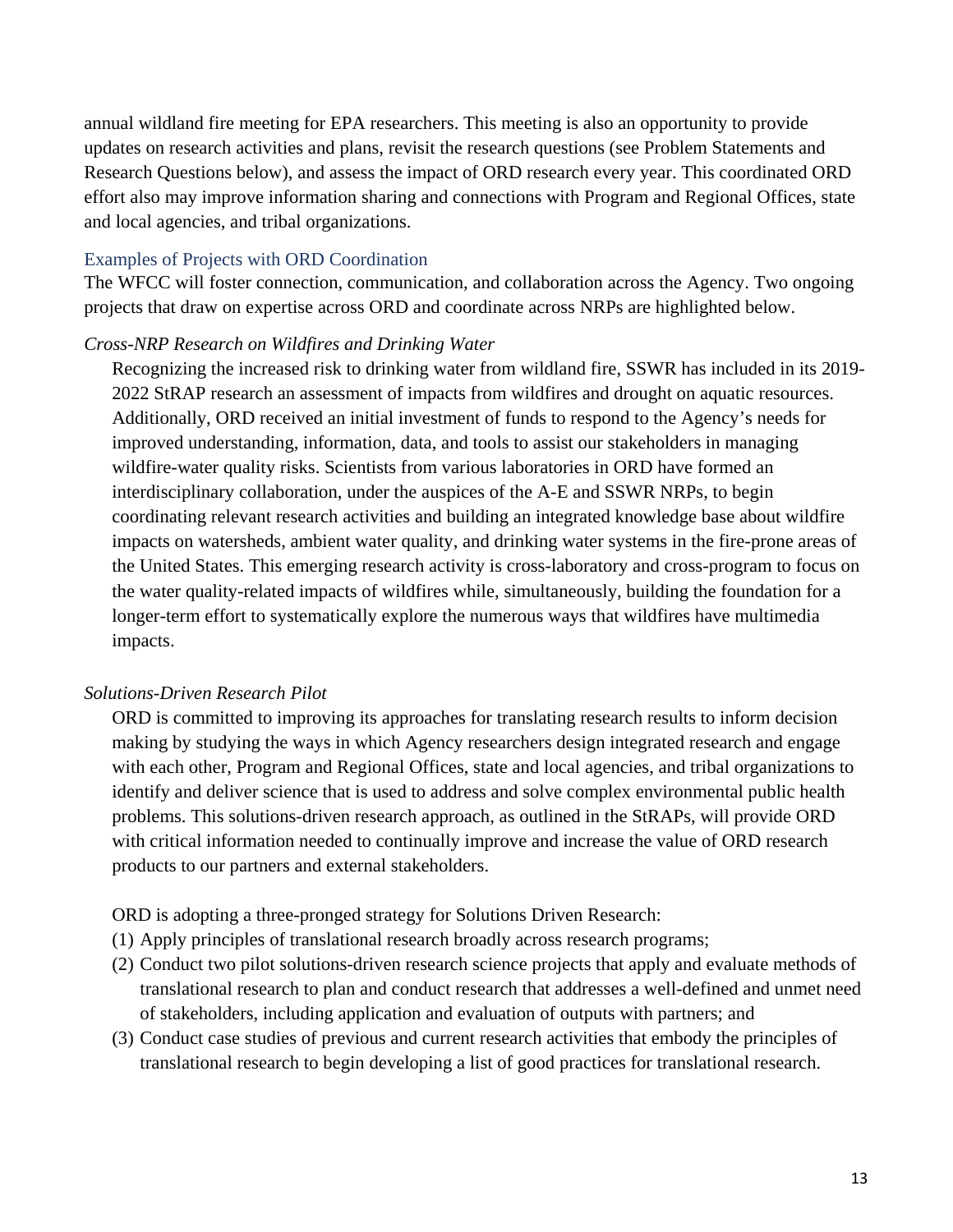annual wildland fire meeting for EPA researchers. This meeting is also an opportunity to provide updates on research activities and plans, revisit the research questions (see Problem Statements and Research Questions below), and assess the impact of ORD research every year. This coordinated ORD effort also may improve information sharing and connections with Program and Regional Offices, state and local agencies, and tribal organizations.

### Examples of Projects with ORD Coordination

The WFCC will foster connection, communication, and collaboration across the Agency. Two ongoing projects that draw on expertise across ORD and coordinate across NRPs are highlighted below.

*Cross-NRP Research on Wildfires and Drinking Water*

Recognizing the increased risk to drinking water from wildland fire, SSWR has included in its 2019-2022 StRAP research an assessment of impacts from wildfires and drought on aquatic resources. Additionally, ORD received an initial investment of funds to respond to the Agency's needs for improved understanding, information, data, and tools to assist our stakeholders in managing wildfire-water quality risks. Scientists from various laboratories in ORD have formed an interdisciplinary collaboration, under the auspices of the A-E and SSWR NRPs, to begin coordinating relevant research activities and building an integrated knowledge base about wildfire impacts on watersheds, ambient water quality, and drinking water systems in the fire-prone areas of the United States. This emerging research activity is cross-laboratory and cross-program to focus on the water quality-related impacts of wildfires while, simultaneously, building the foundation for a longer-term effort to systematically explore the numerous ways that wildfires have multimedia impacts.

*Solutions-Driven Research Pilot*

ORD is committed to improving its approaches for translating research results to inform decision making by studying the ways in which Agency researchers design integrated research and engage with each other, Program and Regional Offices, state and local agencies, and tribal organizations to identify and deliver science that is used to address and solve complex environmental public health problems. This solutions-driven research approach, as outlined in the StRAPs, will provide ORD with critical information needed to continually improve and increase the value of ORD research products to our partners and external stakeholders.

ORD is adopting a three-pronged strategy for Solutions Driven Research:

(1) Apply principles of translational research broadly across research programs;
(2) Conduct two pilot solutions-driven research science projects that apply and evaluate methods of translational research to plan and conduct research that addresses a well-defined and unmet need of stakeholders, including application and evaluation of outputs with partners; and
(3) Conduct case studies of previous and current research activities that embody the principles of translational research to begin developing a list of good practices for translational research.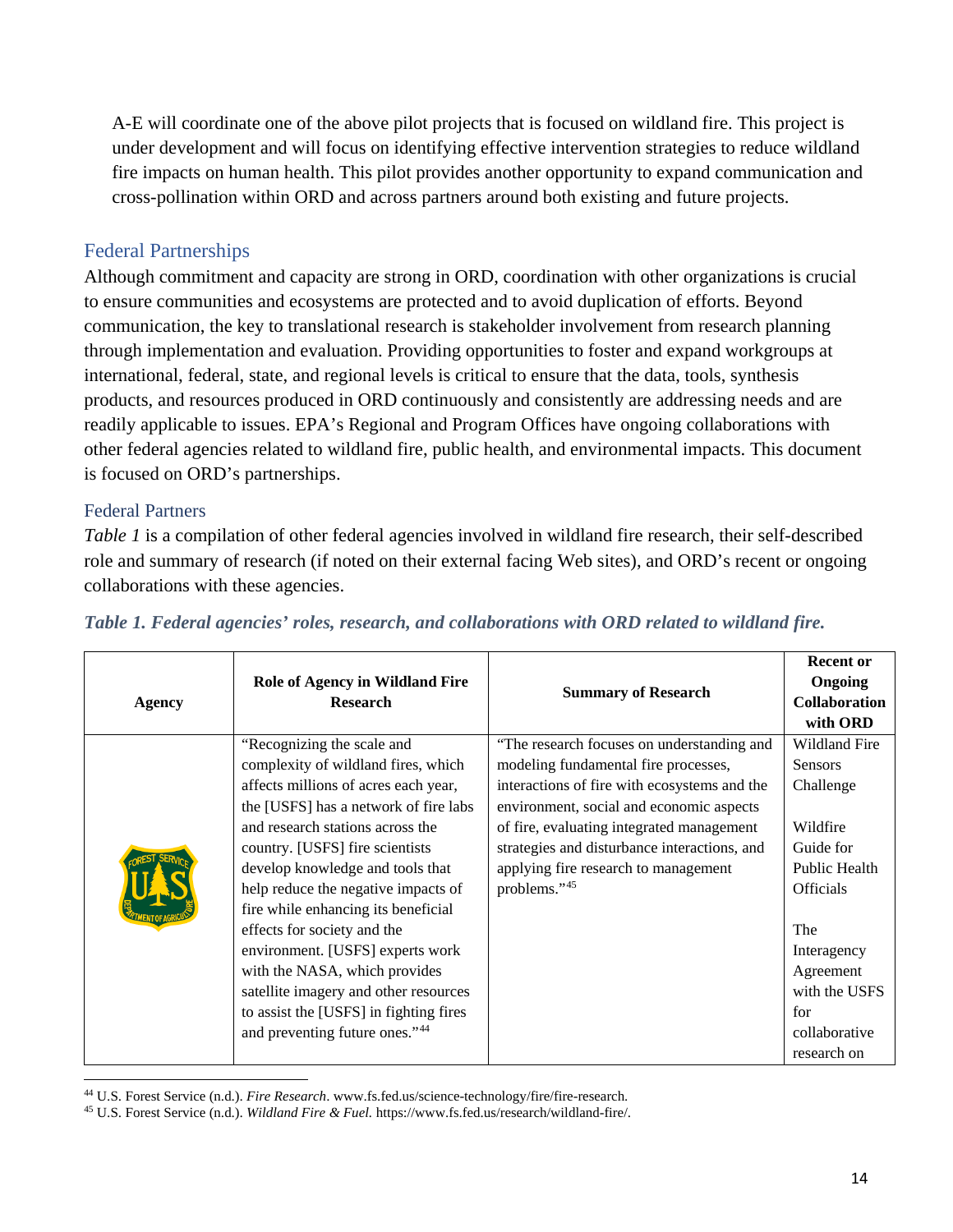A-E will coordinate one of the above pilot projects that is focused on wildland fire. This project is under development and will focus on identifying effective intervention strategies to reduce wildland fire impacts on human health. This pilot provides another opportunity to expand communication and cross-pollination within ORD and across partners around both existing and future projects.

## Federal Partnerships

Although commitment and capacity are strong in ORD, coordination with other organizations is crucial to ensure communities and ecosystems are protected and to avoid duplication of efforts. Beyond communication, the key to translational research is stakeholder involvement from research planning through implementation and evaluation. Providing opportunities to foster and expand workgroups at international, federal, state, and regional levels is critical to ensure that the data, tools, synthesis products, and resources produced in ORD continuously and consistently are addressing needs and are readily applicable to issues. EPA's Regional and Program Offices have ongoing collaborations with other federal agencies related to wildland fire, public health, and environmental impacts. This document is focused on ORD's partnerships.

### Federal Partners

*Table 1* is a compilation of other federal agencies involved in wildland fire research, their self-described role and summary of research (if noted on their external facing Web sites), and ORD's recent or ongoing collaborations with these agencies.

***Table 1. Federal agencies' roles, research, and collaborations with ORD related to wildland fire.***

| Agency | Role of Agency in Wildland Fire Research | Summary of Research | Recent or Ongoing Collaboration with ORD |
|---|---|---|---|
| FOREST SERVICE U.S. DEPARTMENT OF AGRICULTURE | "Recognizing the scale and complexity of wildland fires, which affects millions of acres each year, the [USFS] has a network of fire labs and research stations across the country. [USFS] fire scientists develop knowledge and tools that help reduce the negative impacts of fire while enhancing its beneficial effects for society and the environment. [USFS] experts work with the NASA, which provides satellite imagery and other resources to assist the [USFS] in fighting fires and preventing future ones."[44] | "The research focuses on understanding and modeling fundamental fire processes, interactions of fire with ecosystems and the environment, social and economic aspects of fire, evaluating integrated management strategies and disturbance interactions, and applying fire research to management problems."[45] | Wildland Fire Sensors Challenge<br><br>Wildfire Guide for Public Health Officials<br><br>The Interagency Agreement with the USFS for collaborative research on |

[44] U.S. Forest Service (n.d.). *Fire Research*. www.fs.fed.us/science-technology/fire/fire-research.

[45] U.S. Forest Service (n.d.). *Wildland Fire & Fuel.* https://www.fs.fed.us/research/wildland-fire/.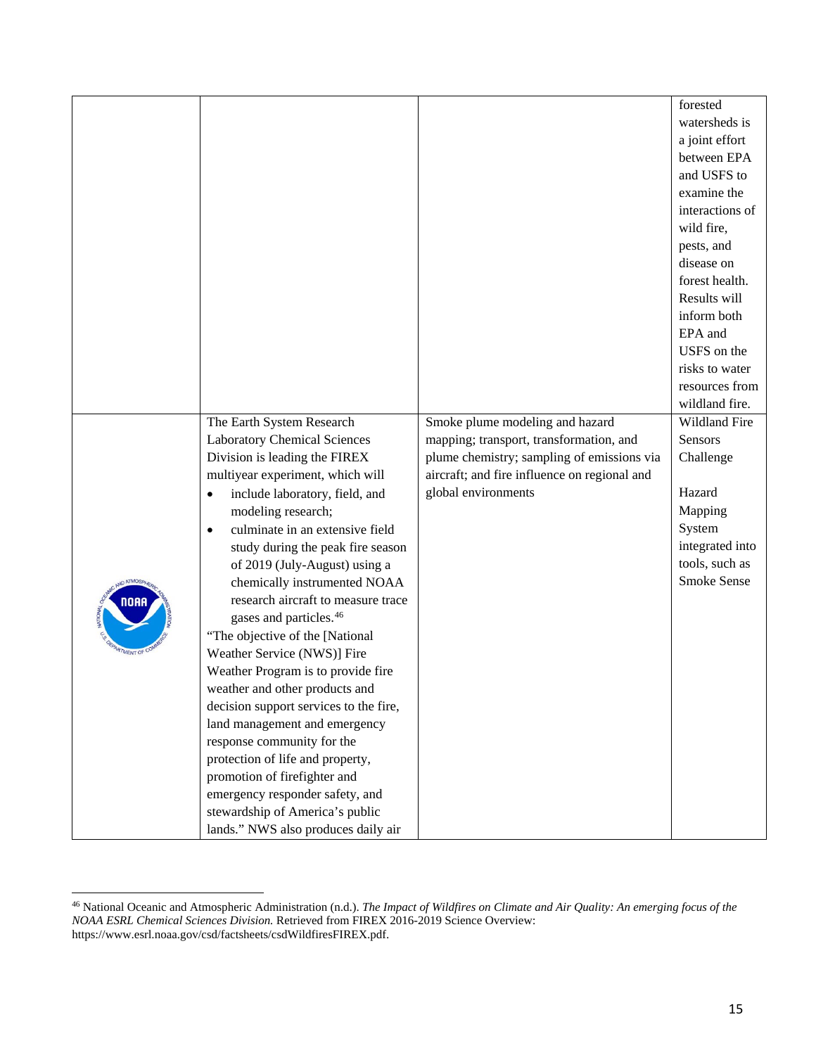| | | | |
|---|---|---|---|
| | | | forested watersheds is a joint effort between EPA and USFS to examine the interactions of wild fire, pests, and disease on forest health. Results will inform both EPA and USFS on the risks to water resources from wildland fire. |
| NOAA | The Earth System Research Laboratory Chemical Sciences Division is leading the FIREX multiyear experiment, which will<br>• include laboratory, field, and modeling research;<br>• culminate in an extensive field study during the peak fire season of 2019 (July-August) using a chemically instrumented NOAA research aircraft to measure trace gases and particles.[46]<br>"The objective of the [National Weather Service (NWS)] Fire Weather Program is to provide fire weather and other products and decision support services to the fire, land management and emergency response community for the protection of life and property, promotion of firefighter and emergency responder safety, and stewardship of America's public lands." NWS also produces daily air | Smoke plume modeling and hazard mapping; transport, transformation, and plume chemistry; sampling of emissions via aircraft; and fire influence on regional and global environments | Wildland Fire Sensors Challenge<br><br>Hazard Mapping System integrated into tools, such as Smoke Sense |

[46] National Oceanic and Atmospheric Administration (n.d.). *The Impact of Wildfires on Climate and Air Quality: An emerging focus of the NOAA ESRL Chemical Sciences Division.* Retrieved from FIREX 2016-2019 Science Overview: https://www.esrl.noaa.gov/csd/factsheets/csdWildfiresFIREX.pdf.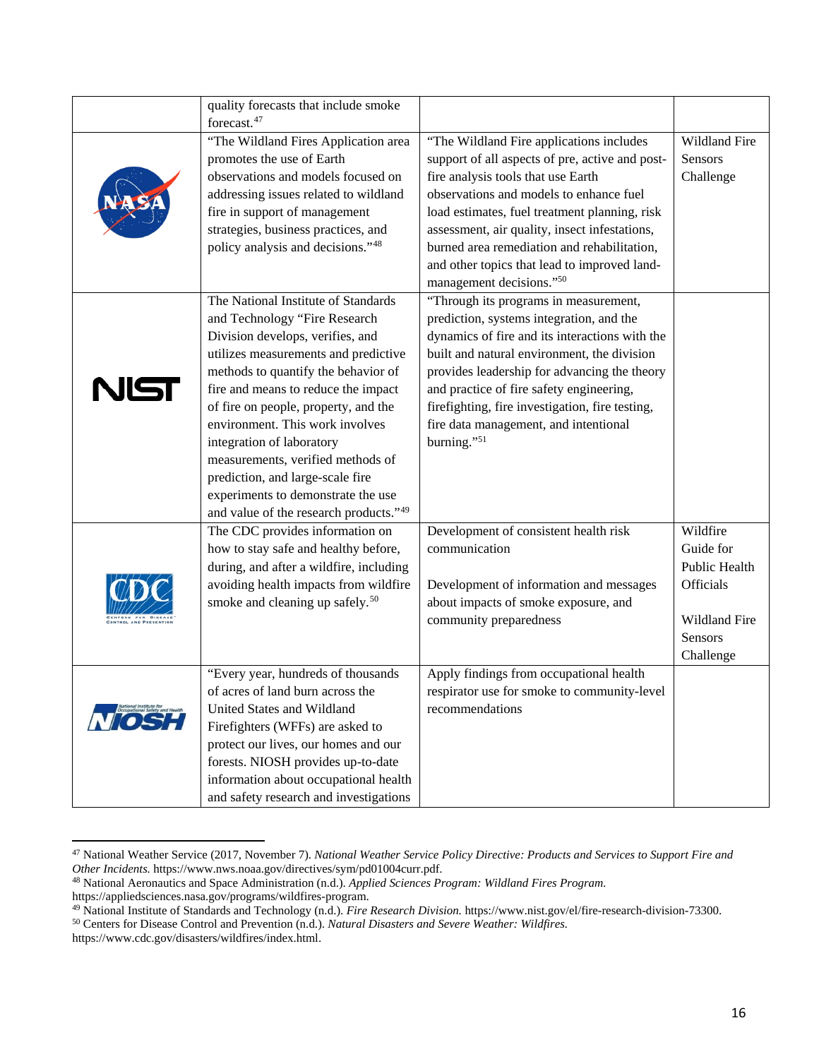| | | | |
|---|---|---|---|
| | quality forecasts that include smoke forecast.[47] | | |
| NASA | "The Wildland Fires Application area promotes the use of Earth observations and models focused on addressing issues related to wildland fire in support of management strategies, business practices, and policy analysis and decisions."[48] | "The Wildland Fire applications includes support of all aspects of pre, active and post-fire analysis tools that use Earth observations and models to enhance fuel load estimates, fuel treatment planning, risk assessment, air quality, insect infestations, burned area remediation and rehabilitation, and other topics that lead to improved land-management decisions."[50] | Wildland Fire Sensors Challenge |
| NIST | The National Institute of Standards and Technology "Fire Research Division develops, verifies, and utilizes measurements and predictive methods to quantify the behavior of fire and means to reduce the impact of fire on people, property, and the environment. This work involves integration of laboratory measurements, verified methods of prediction, and large-scale fire experiments to demonstrate the use and value of the research products."[49] | "Through its programs in measurement, prediction, systems integration, and the dynamics of fire and its interactions with the built and natural environment, the division provides leadership for advancing the theory and practice of fire safety engineering, firefighting, fire investigation, fire testing, fire data management, and intentional burning."[51] | |
| CDC | The CDC provides information on how to stay safe and healthy before, during, and after a wildfire, including avoiding health impacts from wildfire smoke and cleaning up safely.[50] | Development of consistent health risk communication<br><br>Development of information and messages about impacts of smoke exposure, and community preparedness | Wildfire Guide for Public Health Officials<br><br>Wildland Fire Sensors Challenge |
| NIOSH | "Every year, hundreds of thousands of acres of land burn across the United States and Wildland Firefighters (WFFs) are asked to protect our lives, our homes and our forests. NIOSH provides up-to-date information about occupational health and safety research and investigations | Apply findings from occupational health respirator use for smoke to community-level recommendations | |

[47] National Weather Service (2017, November 7). *National Weather Service Policy Directive: Products and Services to Support Fire and Other Incidents.* https://www.nws.noaa.gov/directives/sym/pd01004curr.pdf.

[48] National Aeronautics and Space Administration (n.d.). *Applied Sciences Program: Wildland Fires Program.* https://appliedsciences.nasa.gov/programs/wildfires-program.

[49] National Institute of Standards and Technology (n.d.). *Fire Research Division.* https://www.nist.gov/el/fire-research-division-73300.

[50] Centers for Disease Control and Prevention (n.d.). *Natural Disasters and Severe Weather: Wildfires.* https://www.cdc.gov/disasters/wildfires/index.html.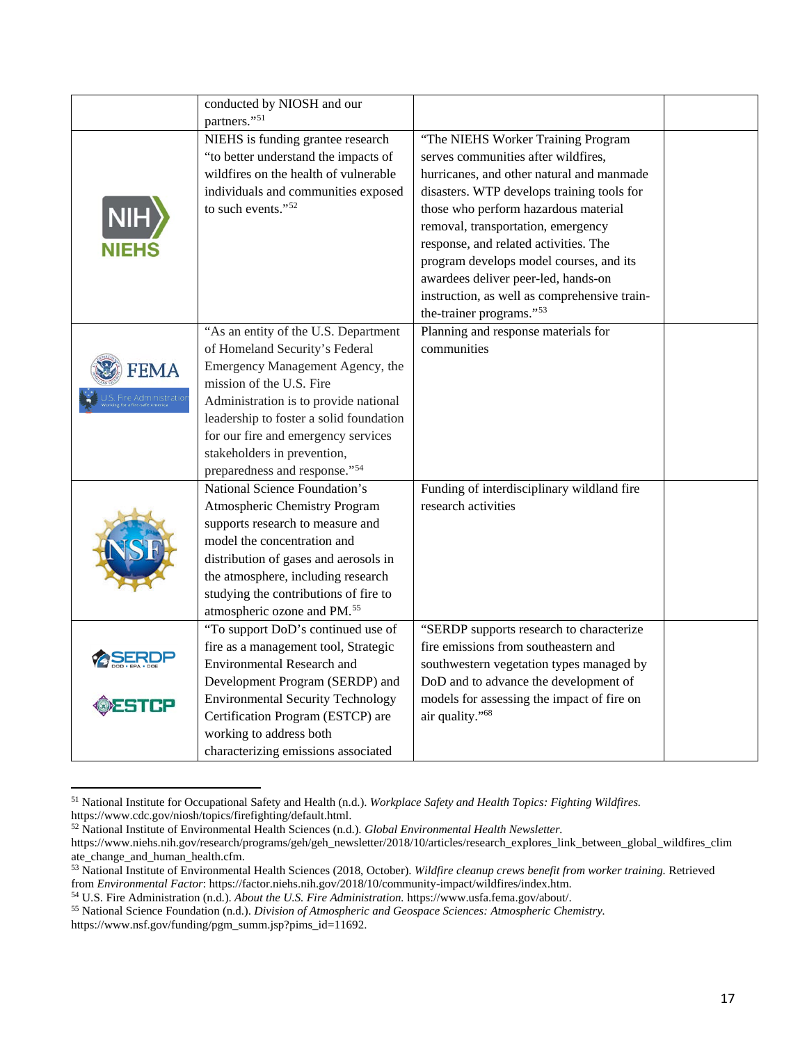| | | | |
|---|---|---|---|
| | conducted by NIOSH and our partners."[51] | | |
| NIH NIEHS | NIEHS is funding grantee research "to better understand the impacts of wildfires on the health of vulnerable individuals and communities exposed to such events."[52] | "The NIEHS Worker Training Program serves communities after wildfires, hurricanes, and other natural and manmade disasters. WTP develops training tools for those who perform hazardous material removal, transportation, emergency response, and related activities. The program develops model courses, and its awardees deliver peer-led, hands-on instruction, as well as comprehensive train-the-trainer programs."[53] | |
| FEMA U.S. Fire Administration | "As an entity of the U.S. Department of Homeland Security's Federal Emergency Management Agency, the mission of the U.S. Fire Administration is to provide national leadership to foster a solid foundation for our fire and emergency services stakeholders in prevention, preparedness and response."[54] | Planning and response materials for communities | |
| NSF | National Science Foundation's Atmospheric Chemistry Program supports research to measure and model the concentration and distribution of gases and aerosols in the atmosphere, including research studying the contributions of fire to atmospheric ozone and PM.[55] | Funding of interdisciplinary wildland fire research activities | |
| SERDP ESTCP | "To support DoD's continued use of fire as a management tool, Strategic Environmental Research and Development Program (SERDP) and Environmental Security Technology Certification Program (ESTCP) are working to address both characterizing emissions associated | "SERDP supports research to characterize fire emissions from southeastern and southwestern vegetation types managed by DoD and to advance the development of models for assessing the impact of fire on air quality."[68] | |

[51] National Institute for Occupational Safety and Health (n.d.). *Workplace Safety and Health Topics: Fighting Wildfires.* https://www.cdc.gov/niosh/topics/firefighting/default.html.

[52] National Institute of Environmental Health Sciences (n.d.). *Global Environmental Health Newsletter.* https://www.niehs.nih.gov/research/programs/geh/geh_newsletter/2018/10/articles/research_explores_link_between_global_wildfires_climate_change_and_human_health.cfm.

[53] National Institute of Environmental Health Sciences (2018, October). *Wildfire cleanup crews benefit from worker training.* Retrieved from *Environmental Factor*: https://factor.niehs.nih.gov/2018/10/community-impact/wildfires/index.htm.

[54] U.S. Fire Administration (n.d.). *About the U.S. Fire Administration.* https://www.usfa.fema.gov/about/.

[55] National Science Foundation (n.d.). *Division of Atmospheric and Geospace Sciences: Atmospheric Chemistry.* https://www.nsf.gov/funding/pgm_summ.jsp?pims_id=11692.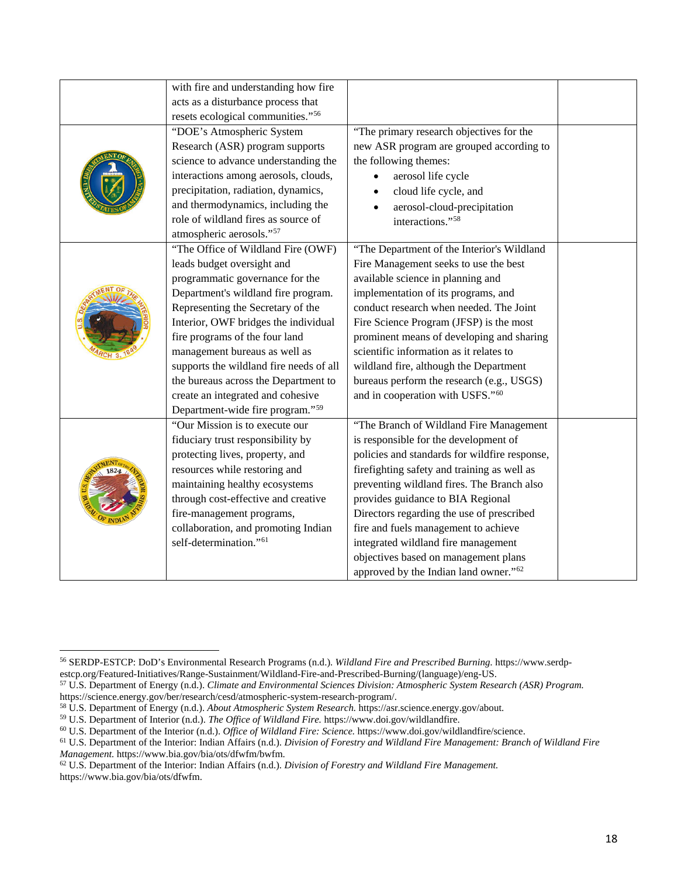| | | | |
|---|---|---|---|
| | with fire and understanding how fire acts as a disturbance process that resets ecological communities."[56] | | |
| | "DOE's Atmospheric System Research (ASR) program supports science to advance understanding the interactions among aerosols, clouds, precipitation, radiation, dynamics, and thermodynamics, including the role of wildland fires as source of atmospheric aerosols."[57] | "The primary research objectives for the new ASR program are grouped according to the following themes: <br>• aerosol life cycle <br>• cloud life cycle, and <br>• aerosol-cloud-precipitation interactions."[58] | |
| | "The Office of Wildland Fire (OWF) leads budget oversight and programmatic governance for the Department's wildland fire program. Representing the Secretary of the Interior, OWF bridges the individual fire programs of the four land management bureaus as well as supports the wildland fire needs of all the bureaus across the Department to create an integrated and cohesive Department-wide fire program."[59] | "The Department of the Interior's Wildland Fire Management seeks to use the best available science in planning and implementation of its programs, and conduct research when needed. The Joint Fire Science Program (JFSP) is the most prominent means of developing and sharing scientific information as it relates to wildland fire, although the Department bureaus perform the research (e.g., USGS) and in cooperation with USFS."[60] | |
| | "Our Mission is to execute our fiduciary trust responsibility by protecting lives, property, and resources while restoring and maintaining healthy ecosystems through cost-effective and creative fire-management programs, collaboration, and promoting Indian self-determination."[61] | "The Branch of Wildland Fire Management is responsible for the development of policies and standards for wildfire response, firefighting safety and training as well as preventing wildland fires. The Branch also provides guidance to BIA Regional Directors regarding the use of prescribed fire and fuels management to achieve integrated wildland fire management objectives based on management plans approved by the Indian land owner."[62] | |

[56] SERDP-ESTCP: DoD's Environmental Research Programs (n.d.). *Wildland Fire and Prescribed Burning.* https://www.serdp-estcp.org/Featured-Initiatives/Range-Sustainment/Wildland-Fire-and-Prescribed-Burning/(language)/eng-US.

[57] U.S. Department of Energy (n.d.). *Climate and Environmental Sciences Division: Atmospheric System Research (ASR) Program.* https://science.energy.gov/ber/research/cesd/atmospheric-system-research-program/.

[58] U.S. Department of Energy (n.d.). *About Atmospheric System Research.* https://asr.science.energy.gov/about.

[59] U.S. Department of Interior (n.d.). *The Office of Wildland Fire.* https://www.doi.gov/wildlandfire.

[60] U.S. Department of the Interior (n.d.). *Office of Wildland Fire: Science.* https://www.doi.gov/wildlandfire/science.

[61] U.S. Department of the Interior: Indian Affairs (n.d.). *Division of Forestry and Wildland Fire Management: Branch of Wildland Fire Management.* https://www.bia.gov/bia/ots/dfwfm/bwfm.

[62] U.S. Department of the Interior: Indian Affairs (n.d.). *Division of Forestry and Wildland Fire Management.* https://www.bia.gov/bia/ots/dfwfm.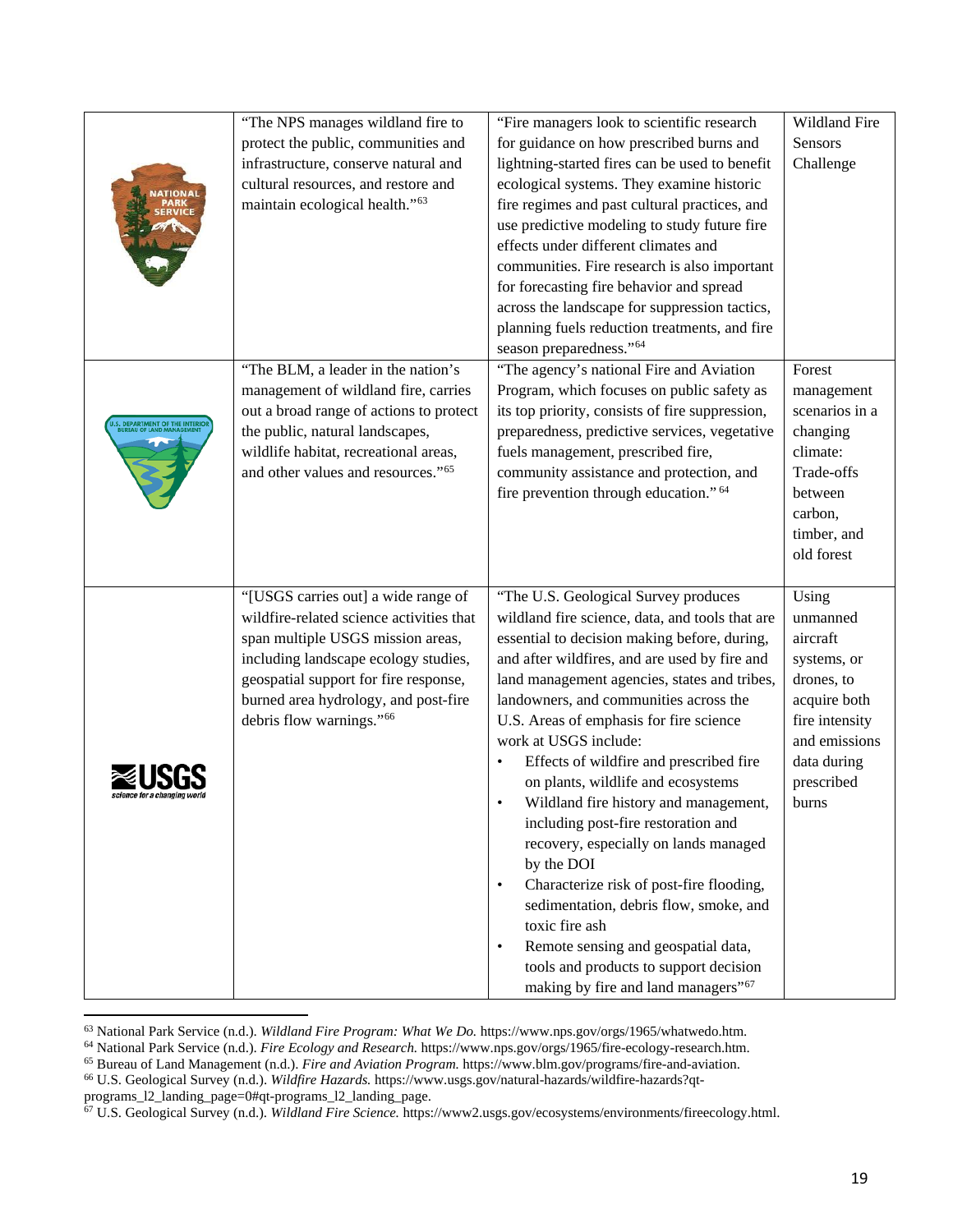| | | | |
|---|---|---|---|
| NATIONAL PARK SERVICE | "The NPS manages wildland fire to protect the public, communities and infrastructure, conserve natural and cultural resources, and restore and maintain ecological health."[63] | "Fire managers look to scientific research for guidance on how prescribed burns and lightning-started fires can be used to benefit ecological systems. They examine historic fire regimes and past cultural practices, and use predictive modeling to study future fire effects under different climates and communities. Fire research is also important for forecasting fire behavior and spread across the landscape for suppression tactics, planning fuels reduction treatments, and fire season preparedness."[64] | Wildland Fire Sensors Challenge |
| U.S. DEPARTMENT OF THE INTERIOR BUREAU OF LAND MANAGEMENT | "The BLM, a leader in the nation's management of wildland fire, carries out a broad range of actions to protect the public, natural landscapes, wildlife habitat, recreational areas, and other values and resources."[65] | "The agency's national Fire and Aviation Program, which focuses on public safety as its top priority, consists of fire suppression, preparedness, predictive services, vegetative fuels management, prescribed fire, community assistance and protection, and fire prevention through education." [64] | Forest management scenarios in a changing climate: Trade-offs between carbon, timber, and old forest |
| USGS science for a changing world | "[USGS carries out] a wide range of wildfire-related science activities that span multiple USGS mission areas, including landscape ecology studies, geospatial support for fire response, burned area hydrology, and post-fire debris flow warnings."[66] | "The U.S. Geological Survey produces wildland fire science, data, and tools that are essential to decision making before, during, and after wildfires, and are used by fire and land management agencies, states and tribes, landowners, and communities across the U.S. Areas of emphasis for fire science work at USGS include:<br>• Effects of wildfire and prescribed fire on plants, wildlife and ecosystems<br>• Wildland fire history and management, including post-fire restoration and recovery, especially on lands managed by the DOI<br>• Characterize risk of post-fire flooding, sedimentation, debris flow, smoke, and toxic fire ash<br>• Remote sensing and geospatial data, tools and products to support decision making by fire and land managers"[67] | Using unmanned aircraft systems, or drones, to acquire both fire intensity and emissions data during prescribed burns |

[63] National Park Service (n.d.). *Wildland Fire Program: What We Do.* https://www.nps.gov/orgs/1965/whatwedo.htm.
[64] National Park Service (n.d.). *Fire Ecology and Research.* https://www.nps.gov/orgs/1965/fire-ecology-research.htm.
[65] Bureau of Land Management (n.d.). *Fire and Aviation Program.* https://www.blm.gov/programs/fire-and-aviation.
[66] U.S. Geological Survey (n.d.). *Wildfire Hazards.* https://www.usgs.gov/natural-hazards/wildfire-hazards?qt-programs_l2_landing_page=0#qt-programs_l2_landing_page.
[67] U.S. Geological Survey (n.d.). *Wildland Fire Science.* https://www2.usgs.gov/ecosystems/environments/fireecology.html.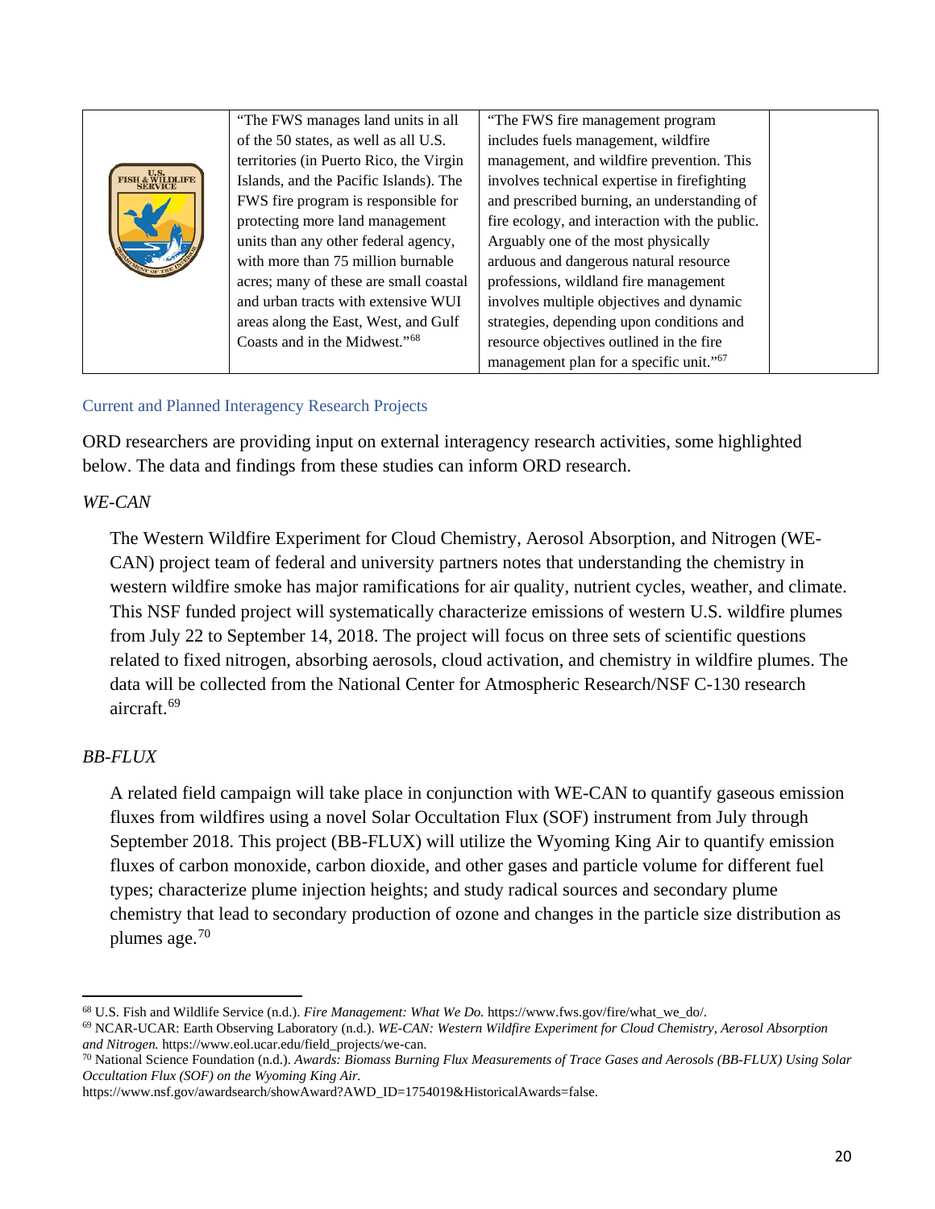| | | | |
|---|---|---|---|
| | "The FWS manages land units in all of the 50 states, as well as all U.S. territories (in Puerto Rico, the Virgin Islands, and the Pacific Islands). The FWS fire program is responsible for protecting more land management units than any other federal agency, with more than 75 million burnable acres; many of these are small coastal and urban tracts with extensive WUI areas along the East, West, and Gulf Coasts and in the Midwest."[68] | "The FWS fire management program includes fuels management, wildfire management, and wildfire prevention. This involves technical expertise in firefighting and prescribed burning, an understanding of fire ecology, and interaction with the public. Arguably one of the most physically arduous and dangerous natural resource professions, wildland fire management involves multiple objectives and dynamic strategies, depending upon conditions and resource objectives outlined in the fire management plan for a specific unit."[67] | |

### Current and Planned Interagency Research Projects

ORD researchers are providing input on external interagency research activities, some highlighted below. The data and findings from these studies can inform ORD research.

*WE-CAN*

The Western Wildfire Experiment for Cloud Chemistry, Aerosol Absorption, and Nitrogen (WE-CAN) project team of federal and university partners notes that understanding the chemistry in western wildfire smoke has major ramifications for air quality, nutrient cycles, weather, and climate. This NSF funded project will systematically characterize emissions of western U.S. wildfire plumes from July 22 to September 14, 2018. The project will focus on three sets of scientific questions related to fixed nitrogen, absorbing aerosols, cloud activation, and chemistry in wildfire plumes. The data will be collected from the National Center for Atmospheric Research/NSF C-130 research aircraft.[69]

*BB-FLUX*

A related field campaign will take place in conjunction with WE-CAN to quantify gaseous emission fluxes from wildfires using a novel Solar Occultation Flux (SOF) instrument from July through September 2018. This project (BB-FLUX) will utilize the Wyoming King Air to quantify emission fluxes of carbon monoxide, carbon dioxide, and other gases and particle volume for different fuel types; characterize plume injection heights; and study radical sources and secondary plume chemistry that lead to secondary production of ozone and changes in the particle size distribution as plumes age.[70]

---

[68] U.S. Fish and Wildlife Service (n.d.). *Fire Management: What We Do.* https://www.fws.gov/fire/what_we_do/.

[69] NCAR-UCAR: Earth Observing Laboratory (n.d.). *WE-CAN: Western Wildfire Experiment for Cloud Chemistry, Aerosol Absorption and Nitrogen.* https://www.eol.ucar.edu/field_projects/we-can.

[70] National Science Foundation (n.d.). *Awards: Biomass Burning Flux Measurements of Trace Gases and Aerosols (BB-FLUX) Using Solar Occultation Flux (SOF) on the Wyoming King Air.* https://www.nsf.gov/awardsearch/showAward?AWD_ID=1754019&HistoricalAwards=false.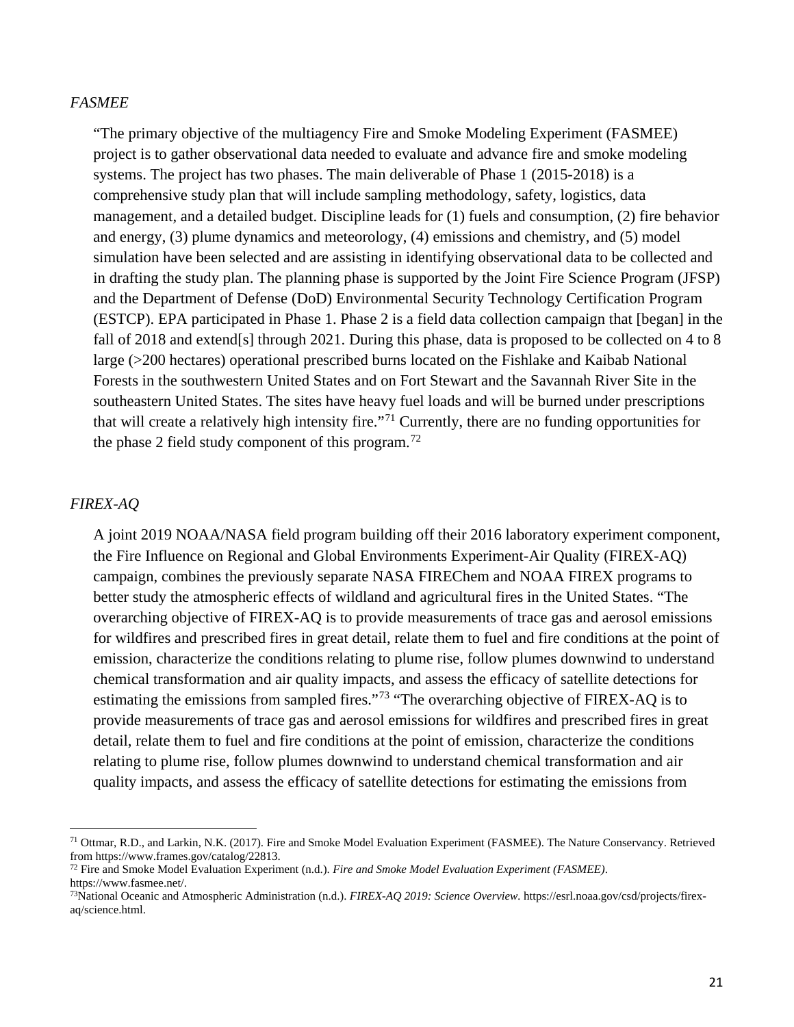*FASMEE*

"The primary objective of the multiagency Fire and Smoke Modeling Experiment (FASMEE) project is to gather observational data needed to evaluate and advance fire and smoke modeling systems. The project has two phases. The main deliverable of Phase 1 (2015-2018) is a comprehensive study plan that will include sampling methodology, safety, logistics, data management, and a detailed budget. Discipline leads for (1) fuels and consumption, (2) fire behavior and energy, (3) plume dynamics and meteorology, (4) emissions and chemistry, and (5) model simulation have been selected and are assisting in identifying observational data to be collected and in drafting the study plan. The planning phase is supported by the Joint Fire Science Program (JFSP) and the Department of Defense (DoD) Environmental Security Technology Certification Program (ESTCP). EPA participated in Phase 1. Phase 2 is a field data collection campaign that [began] in the fall of 2018 and extend[s] through 2021. During this phase, data is proposed to be collected on 4 to 8 large (>200 hectares) operational prescribed burns located on the Fishlake and Kaibab National Forests in the southwestern United States and on Fort Stewart and the Savannah River Site in the southeastern United States. The sites have heavy fuel loads and will be burned under prescriptions that will create a relatively high intensity fire."[71] Currently, there are no funding opportunities for the phase 2 field study component of this program.[72]

*FIREX-AQ*

A joint 2019 NOAA/NASA field program building off their 2016 laboratory experiment component, the Fire Influence on Regional and Global Environments Experiment-Air Quality (FIREX-AQ) campaign, combines the previously separate NASA FIREChem and NOAA FIREX programs to better study the atmospheric effects of wildland and agricultural fires in the United States. "The overarching objective of FIREX-AQ is to provide measurements of trace gas and aerosol emissions for wildfires and prescribed fires in great detail, relate them to fuel and fire conditions at the point of emission, characterize the conditions relating to plume rise, follow plumes downwind to understand chemical transformation and air quality impacts, and assess the efficacy of satellite detections for estimating the emissions from sampled fires."[73] "The overarching objective of FIREX-AQ is to provide measurements of trace gas and aerosol emissions for wildfires and prescribed fires in great detail, relate them to fuel and fire conditions at the point of emission, characterize the conditions relating to plume rise, follow plumes downwind to understand chemical transformation and air quality impacts, and assess the efficacy of satellite detections for estimating the emissions from

---

[71] Ottmar, R.D., and Larkin, N.K. (2017). Fire and Smoke Model Evaluation Experiment (FASMEE). The Nature Conservancy. Retrieved from https://www.frames.gov/catalog/22813.

[72] Fire and Smoke Model Evaluation Experiment (n.d.). *Fire and Smoke Model Evaluation Experiment (FASMEE)*. https://www.fasmee.net/.

[73] National Oceanic and Atmospheric Administration (n.d.). *FIREX-AQ 2019: Science Overview.* https://esrl.noaa.gov/csd/projects/firex-aq/science.html.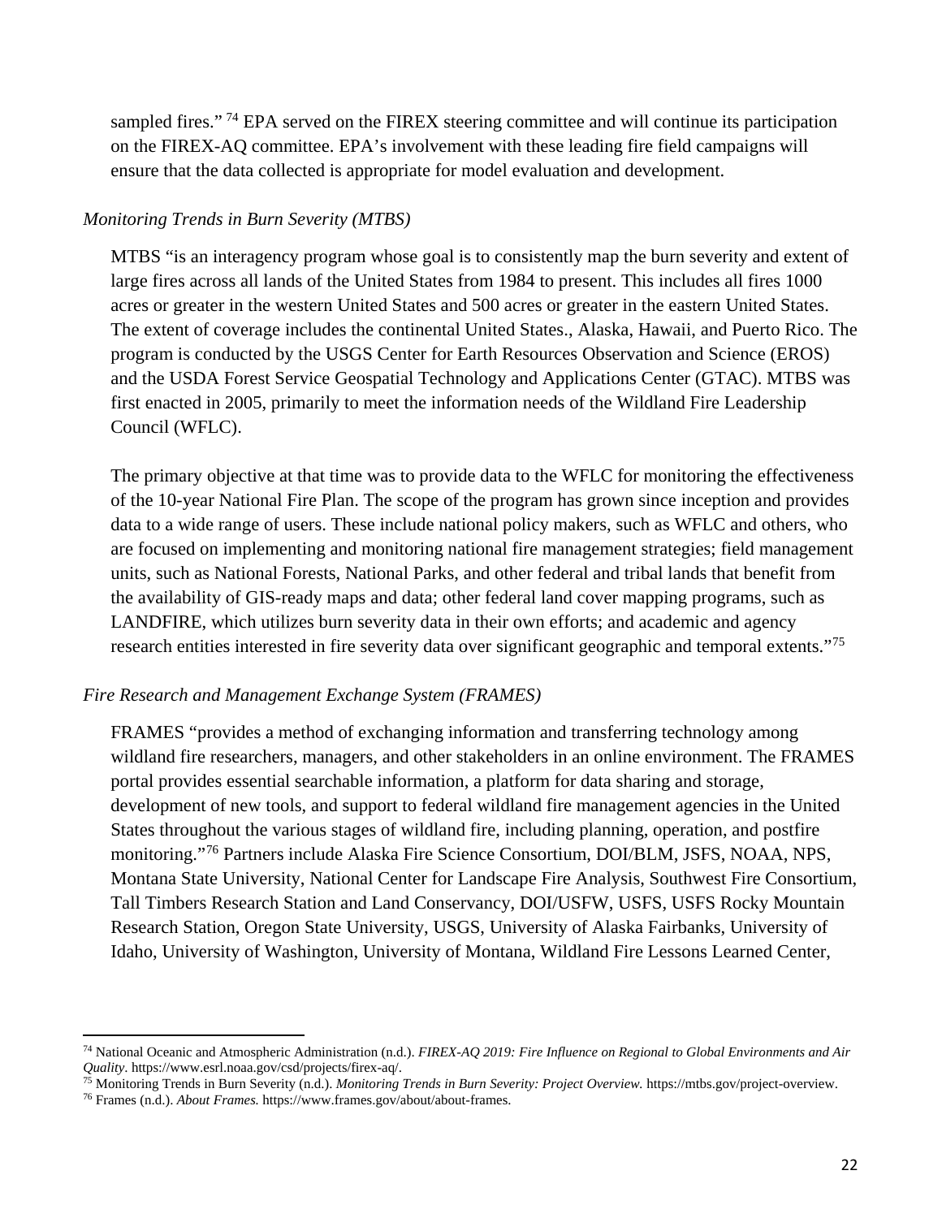sampled fires."[74] EPA served on the FIREX steering committee and will continue its participation on the FIREX-AQ committee. EPA's involvement with these leading fire field campaigns will ensure that the data collected is appropriate for model evaluation and development.

*Monitoring Trends in Burn Severity (MTBS)*

MTBS "is an interagency program whose goal is to consistently map the burn severity and extent of large fires across all lands of the United States from 1984 to present. This includes all fires 1000 acres or greater in the western United States and 500 acres or greater in the eastern United States. The extent of coverage includes the continental United States., Alaska, Hawaii, and Puerto Rico. The program is conducted by the USGS Center for Earth Resources Observation and Science (EROS) and the USDA Forest Service Geospatial Technology and Applications Center (GTAC). MTBS was first enacted in 2005, primarily to meet the information needs of the Wildland Fire Leadership Council (WFLC).

The primary objective at that time was to provide data to the WFLC for monitoring the effectiveness of the 10-year National Fire Plan. The scope of the program has grown since inception and provides data to a wide range of users. These include national policy makers, such as WFLC and others, who are focused on implementing and monitoring national fire management strategies; field management units, such as National Forests, National Parks, and other federal and tribal lands that benefit from the availability of GIS-ready maps and data; other federal land cover mapping programs, such as LANDFIRE, which utilizes burn severity data in their own efforts; and academic and agency research entities interested in fire severity data over significant geographic and temporal extents."[75]

*Fire Research and Management Exchange System (FRAMES)*

FRAMES "provides a method of exchanging information and transferring technology among wildland fire researchers, managers, and other stakeholders in an online environment. The FRAMES portal provides essential searchable information, a platform for data sharing and storage, development of new tools, and support to federal wildland fire management agencies in the United States throughout the various stages of wildland fire, including planning, operation, and postfire monitoring."[76] Partners include Alaska Fire Science Consortium, DOI/BLM, JSFS, NOAA, NPS, Montana State University, National Center for Landscape Fire Analysis, Southwest Fire Consortium, Tall Timbers Research Station and Land Conservancy, DOI/USFW, USFS, USFS Rocky Mountain Research Station, Oregon State University, USGS, University of Alaska Fairbanks, University of Idaho, University of Washington, University of Montana, Wildland Fire Lessons Learned Center,

---

[74] National Oceanic and Atmospheric Administration (n.d.). *FIREX-AQ 2019: Fire Influence on Regional to Global Environments and Air Quality*. https://www.esrl.noaa.gov/csd/projects/firex-aq/.

[75] Monitoring Trends in Burn Severity (n.d.). *Monitoring Trends in Burn Severity: Project Overview.* https://mtbs.gov/project-overview.

[76] Frames (n.d.). *About Frames.* https://www.frames.gov/about/about-frames.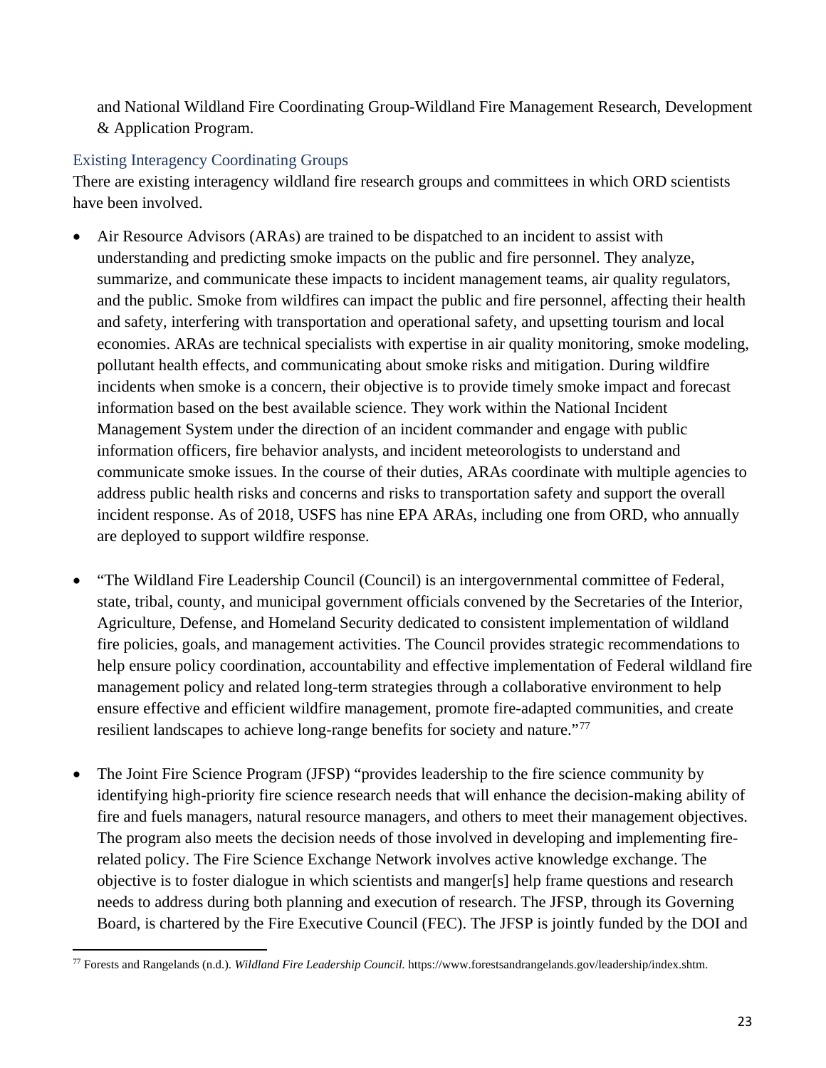and National Wildland Fire Coordinating Group-Wildland Fire Management Research, Development & Application Program.

### Existing Interagency Coordinating Groups

There are existing interagency wildland fire research groups and committees in which ORD scientists have been involved.

- Air Resource Advisors (ARAs) are trained to be dispatched to an incident to assist with understanding and predicting smoke impacts on the public and fire personnel. They analyze, summarize, and communicate these impacts to incident management teams, air quality regulators, and the public. Smoke from wildfires can impact the public and fire personnel, affecting their health and safety, interfering with transportation and operational safety, and upsetting tourism and local economies. ARAs are technical specialists with expertise in air quality monitoring, smoke modeling, pollutant health effects, and communicating about smoke risks and mitigation. During wildfire incidents when smoke is a concern, their objective is to provide timely smoke impact and forecast information based on the best available science. They work within the National Incident Management System under the direction of an incident commander and engage with public information officers, fire behavior analysts, and incident meteorologists to understand and communicate smoke issues. In the course of their duties, ARAs coordinate with multiple agencies to address public health risks and concerns and risks to transportation safety and support the overall incident response. As of 2018, USFS has nine EPA ARAs, including one from ORD, who annually are deployed to support wildfire response.

- "The Wildland Fire Leadership Council (Council) is an intergovernmental committee of Federal, state, tribal, county, and municipal government officials convened by the Secretaries of the Interior, Agriculture, Defense, and Homeland Security dedicated to consistent implementation of wildland fire policies, goals, and management activities. The Council provides strategic recommendations to help ensure policy coordination, accountability and effective implementation of Federal wildland fire management policy and related long-term strategies through a collaborative environment to help ensure effective and efficient wildfire management, promote fire-adapted communities, and create resilient landscapes to achieve long-range benefits for society and nature."[77]

- The Joint Fire Science Program (JFSP) "provides leadership to the fire science community by identifying high-priority fire science research needs that will enhance the decision-making ability of fire and fuels managers, natural resource managers, and others to meet their management objectives. The program also meets the decision needs of those involved in developing and implementing fire-related policy. The Fire Science Exchange Network involves active knowledge exchange. The objective is to foster dialogue in which scientists and manger[s] help frame questions and research needs to address during both planning and execution of research. The JFSP, through its Governing Board, is chartered by the Fire Executive Council (FEC). The JFSP is jointly funded by the DOI and

[77] Forests and Rangelands (n.d.). *Wildland Fire Leadership Council.* https://www.forestsandrangelands.gov/leadership/index.shtm.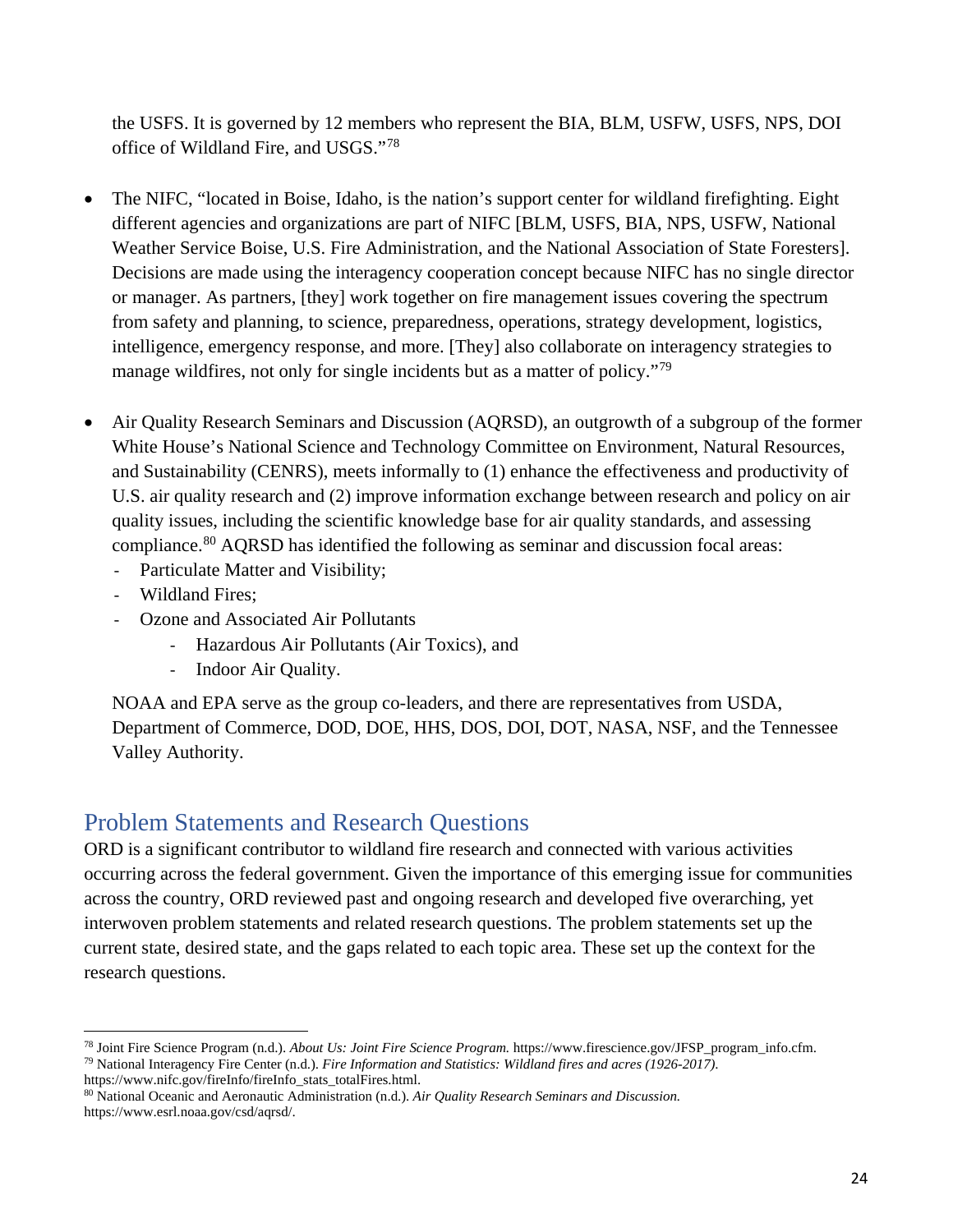the USFS. It is governed by 12 members who represent the BIA, BLM, USFW, USFS, NPS, DOI office of Wildland Fire, and USGS."[78]

- The NIFC, "located in Boise, Idaho, is the nation's support center for wildland firefighting. Eight different agencies and organizations are part of NIFC [BLM, USFS, BIA, NPS, USFW, National Weather Service Boise, U.S. Fire Administration, and the National Association of State Foresters]. Decisions are made using the interagency cooperation concept because NIFC has no single director or manager. As partners, [they] work together on fire management issues covering the spectrum from safety and planning, to science, preparedness, operations, strategy development, logistics, intelligence, emergency response, and more. [They] also collaborate on interagency strategies to manage wildfires, not only for single incidents but as a matter of policy."[79]

- Air Quality Research Seminars and Discussion (AQRSD), an outgrowth of a subgroup of the former White House's National Science and Technology Committee on Environment, Natural Resources, and Sustainability (CENRS), meets informally to (1) enhance the effectiveness and productivity of U.S. air quality research and (2) improve information exchange between research and policy on air quality issues, including the scientific knowledge base for air quality standards, and assessing compliance.[80] AQRSD has identified the following as seminar and discussion focal areas:
  - Particulate Matter and Visibility;
  - Wildland Fires;
  - Ozone and Associated Air Pollutants
    - Hazardous Air Pollutants (Air Toxics), and
    - Indoor Air Quality.

  NOAA and EPA serve as the group co-leaders, and there are representatives from USDA, Department of Commerce, DOD, DOE, HHS, DOS, DOI, DOT, NASA, NSF, and the Tennessee Valley Authority.

## Problem Statements and Research Questions

ORD is a significant contributor to wildland fire research and connected with various activities occurring across the federal government. Given the importance of this emerging issue for communities across the country, ORD reviewed past and ongoing research and developed five overarching, yet interwoven problem statements and related research questions. The problem statements set up the current state, desired state, and the gaps related to each topic area. These set up the context for the research questions.

---

[78] Joint Fire Science Program (n.d.). *About Us: Joint Fire Science Program.* https://www.firescience.gov/JFSP_program_info.cfm.

[79] National Interagency Fire Center (n.d.). *Fire Information and Statistics: Wildland fires and acres (1926-2017).* https://www.nifc.gov/fireInfo/fireInfo_stats_totalFires.html.

[80] National Oceanic and Aeronautic Administration (n.d.). *Air Quality Research Seminars and Discussion.* https://www.esrl.noaa.gov/csd/aqrsd/.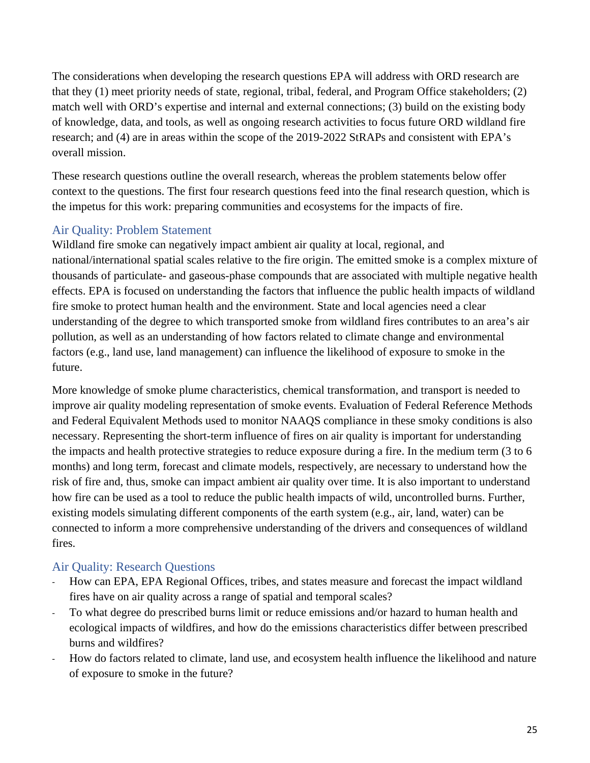The considerations when developing the research questions EPA will address with ORD research are that they (1) meet priority needs of state, regional, tribal, federal, and Program Office stakeholders; (2) match well with ORD's expertise and internal and external connections; (3) build on the existing body of knowledge, data, and tools, as well as ongoing research activities to focus future ORD wildland fire research; and (4) are in areas within the scope of the 2019-2022 StRAPs and consistent with EPA's overall mission.

These research questions outline the overall research, whereas the problem statements below offer context to the questions. The first four research questions feed into the final research question, which is the impetus for this work: preparing communities and ecosystems for the impacts of fire.

### Air Quality: Problem Statement

Wildland fire smoke can negatively impact ambient air quality at local, regional, and national/international spatial scales relative to the fire origin. The emitted smoke is a complex mixture of thousands of particulate- and gaseous-phase compounds that are associated with multiple negative health effects. EPA is focused on understanding the factors that influence the public health impacts of wildland fire smoke to protect human health and the environment. State and local agencies need a clear understanding of the degree to which transported smoke from wildland fires contributes to an area's air pollution, as well as an understanding of how factors related to climate change and environmental factors (e.g., land use, land management) can influence the likelihood of exposure to smoke in the future.

More knowledge of smoke plume characteristics, chemical transformation, and transport is needed to improve air quality modeling representation of smoke events. Evaluation of Federal Reference Methods and Federal Equivalent Methods used to monitor NAAQS compliance in these smoky conditions is also necessary. Representing the short-term influence of fires on air quality is important for understanding the impacts and health protective strategies to reduce exposure during a fire. In the medium term (3 to 6 months) and long term, forecast and climate models, respectively, are necessary to understand how the risk of fire and, thus, smoke can impact ambient air quality over time. It is also important to understand how fire can be used as a tool to reduce the public health impacts of wild, uncontrolled burns. Further, existing models simulating different components of the earth system (e.g., air, land, water) can be connected to inform a more comprehensive understanding of the drivers and consequences of wildland fires.

### Air Quality: Research Questions

- How can EPA, EPA Regional Offices, tribes, and states measure and forecast the impact wildland fires have on air quality across a range of spatial and temporal scales?
- To what degree do prescribed burns limit or reduce emissions and/or hazard to human health and ecological impacts of wildfires, and how do the emissions characteristics differ between prescribed burns and wildfires?
- How do factors related to climate, land use, and ecosystem health influence the likelihood and nature of exposure to smoke in the future?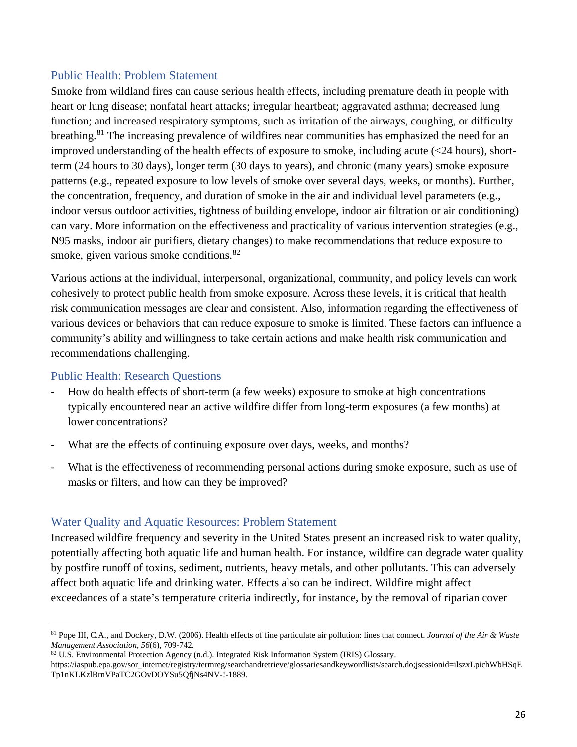## Public Health: Problem Statement

Smoke from wildland fires can cause serious health effects, including premature death in people with heart or lung disease; nonfatal heart attacks; irregular heartbeat; aggravated asthma; decreased lung function; and increased respiratory symptoms, such as irritation of the airways, coughing, or difficulty breathing.[81] The increasing prevalence of wildfires near communities has emphasized the need for an improved understanding of the health effects of exposure to smoke, including acute (<24 hours), short-term (24 hours to 30 days), longer term (30 days to years), and chronic (many years) smoke exposure patterns (e.g., repeated exposure to low levels of smoke over several days, weeks, or months). Further, the concentration, frequency, and duration of smoke in the air and individual level parameters (e.g., indoor versus outdoor activities, tightness of building envelope, indoor air filtration or air conditioning) can vary. More information on the effectiveness and practicality of various intervention strategies (e.g., N95 masks, indoor air purifiers, dietary changes) to make recommendations that reduce exposure to smoke, given various smoke conditions.[82]

Various actions at the individual, interpersonal, organizational, community, and policy levels can work cohesively to protect public health from smoke exposure. Across these levels, it is critical that health risk communication messages are clear and consistent. Also, information regarding the effectiveness of various devices or behaviors that can reduce exposure to smoke is limited. These factors can influence a community's ability and willingness to take certain actions and make health risk communication and recommendations challenging.

## Public Health: Research Questions

- How do health effects of short-term (a few weeks) exposure to smoke at high concentrations typically encountered near an active wildfire differ from long-term exposures (a few months) at lower concentrations?
- What are the effects of continuing exposure over days, weeks, and months?
- What is the effectiveness of recommending personal actions during smoke exposure, such as use of masks or filters, and how can they be improved?

## Water Quality and Aquatic Resources: Problem Statement

Increased wildfire frequency and severity in the United States present an increased risk to water quality, potentially affecting both aquatic life and human health. For instance, wildfire can degrade water quality by postfire runoff of toxins, sediment, nutrients, heavy metals, and other pollutants. This can adversely affect both aquatic life and drinking water. Effects also can be indirect. Wildfire might affect exceedances of a state's temperature criteria indirectly, for instance, by the removal of riparian cover

---

[81] Pope III, C.A., and Dockery, D.W. (2006). Health effects of fine particulate air pollution: lines that connect. *Journal of the Air & Waste Management Association*, *56*(6), 709-742.

[82] U.S. Environmental Protection Agency (n.d.). Integrated Risk Information System (IRIS) Glossary. https://iaspub.epa.gov/sor_internet/registry/termreg/searchandretrieve/glossariesandkeywordlists/search.do;jsessionid=ilszxLpichWbHSqETp1nKLKzlBrnVPaTC2GOvDOYSu5QfjNs4NV-!-1889.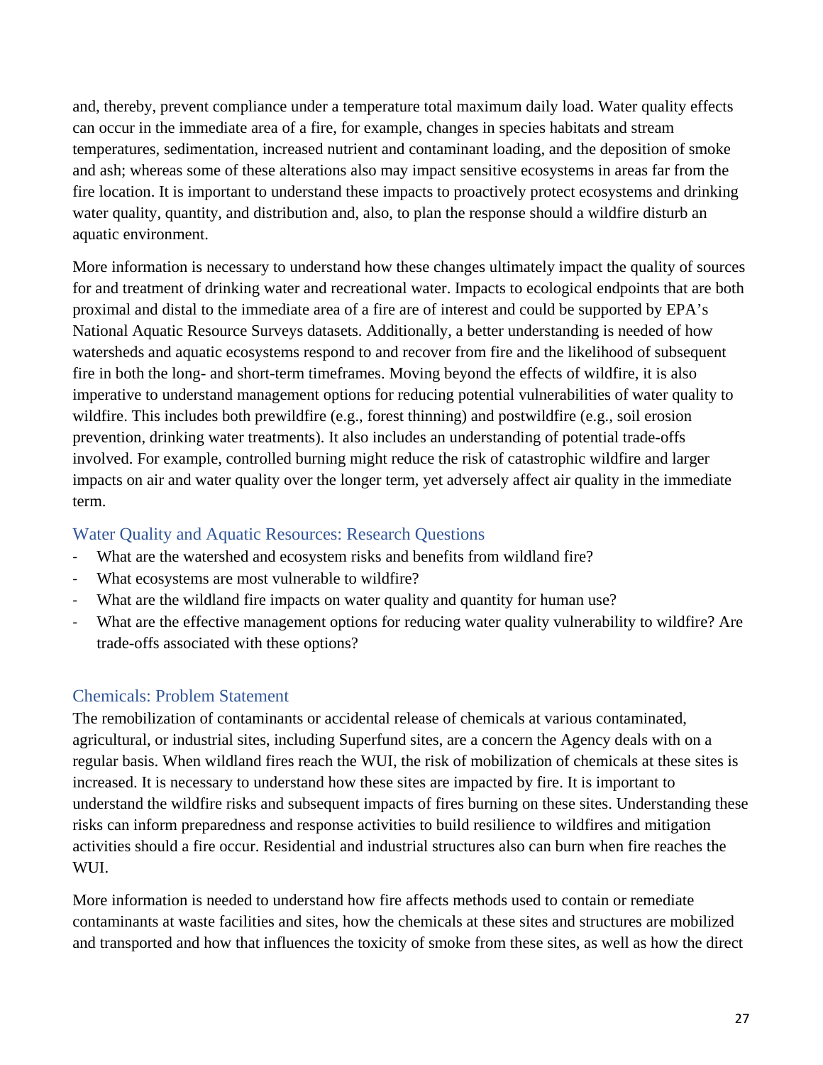and, thereby, prevent compliance under a temperature total maximum daily load. Water quality effects can occur in the immediate area of a fire, for example, changes in species habitats and stream temperatures, sedimentation, increased nutrient and contaminant loading, and the deposition of smoke and ash; whereas some of these alterations also may impact sensitive ecosystems in areas far from the fire location. It is important to understand these impacts to proactively protect ecosystems and drinking water quality, quantity, and distribution and, also, to plan the response should a wildfire disturb an aquatic environment.

More information is necessary to understand how these changes ultimately impact the quality of sources for and treatment of drinking water and recreational water. Impacts to ecological endpoints that are both proximal and distal to the immediate area of a fire are of interest and could be supported by EPA's National Aquatic Resource Surveys datasets. Additionally, a better understanding is needed of how watersheds and aquatic ecosystems respond to and recover from fire and the likelihood of subsequent fire in both the long- and short-term timeframes. Moving beyond the effects of wildfire, it is also imperative to understand management options for reducing potential vulnerabilities of water quality to wildfire. This includes both prewildfire (e.g., forest thinning) and postwildfire (e.g., soil erosion prevention, drinking water treatments). It also includes an understanding of potential trade-offs involved. For example, controlled burning might reduce the risk of catastrophic wildfire and larger impacts on air and water quality over the longer term, yet adversely affect air quality in the immediate term.

### Water Quality and Aquatic Resources: Research Questions

- What are the watershed and ecosystem risks and benefits from wildland fire?
- What ecosystems are most vulnerable to wildfire?
- What are the wildland fire impacts on water quality and quantity for human use?
- What are the effective management options for reducing water quality vulnerability to wildfire? Are trade-offs associated with these options?

### Chemicals: Problem Statement

The remobilization of contaminants or accidental release of chemicals at various contaminated, agricultural, or industrial sites, including Superfund sites, are a concern the Agency deals with on a regular basis. When wildland fires reach the WUI, the risk of mobilization of chemicals at these sites is increased. It is necessary to understand how these sites are impacted by fire. It is important to understand the wildfire risks and subsequent impacts of fires burning on these sites. Understanding these risks can inform preparedness and response activities to build resilience to wildfires and mitigation activities should a fire occur. Residential and industrial structures also can burn when fire reaches the WUI.

More information is needed to understand how fire affects methods used to contain or remediate contaminants at waste facilities and sites, how the chemicals at these sites and structures are mobilized and transported and how that influences the toxicity of smoke from these sites, as well as how the direct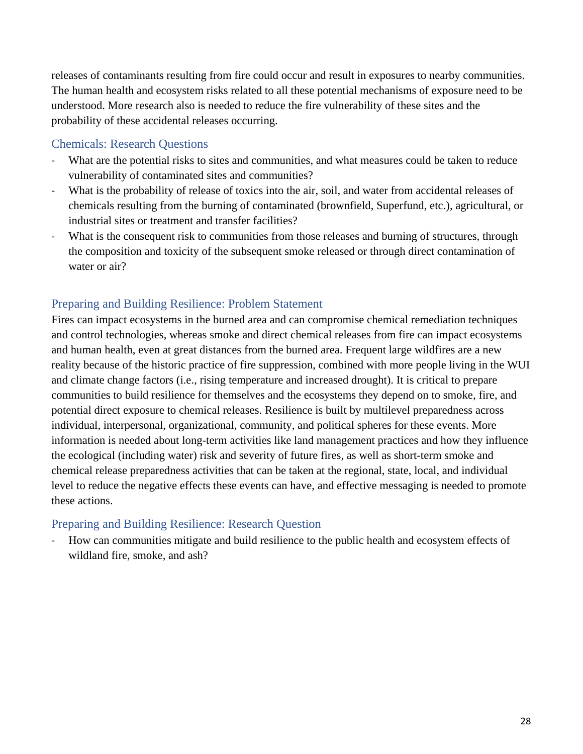releases of contaminants resulting from fire could occur and result in exposures to nearby communities. The human health and ecosystem risks related to all these potential mechanisms of exposure need to be understood. More research also is needed to reduce the fire vulnerability of these sites and the probability of these accidental releases occurring.

### Chemicals: Research Questions

- What are the potential risks to sites and communities, and what measures could be taken to reduce vulnerability of contaminated sites and communities?
- What is the probability of release of toxics into the air, soil, and water from accidental releases of chemicals resulting from the burning of contaminated (brownfield, Superfund, etc.), agricultural, or industrial sites or treatment and transfer facilities?
- What is the consequent risk to communities from those releases and burning of structures, through the composition and toxicity of the subsequent smoke released or through direct contamination of water or air?

### Preparing and Building Resilience: Problem Statement

Fires can impact ecosystems in the burned area and can compromise chemical remediation techniques and control technologies, whereas smoke and direct chemical releases from fire can impact ecosystems and human health, even at great distances from the burned area. Frequent large wildfires are a new reality because of the historic practice of fire suppression, combined with more people living in the WUI and climate change factors (i.e., rising temperature and increased drought). It is critical to prepare communities to build resilience for themselves and the ecosystems they depend on to smoke, fire, and potential direct exposure to chemical releases. Resilience is built by multilevel preparedness across individual, interpersonal, organizational, community, and political spheres for these events. More information is needed about long-term activities like land management practices and how they influence the ecological (including water) risk and severity of future fires, as well as short-term smoke and chemical release preparedness activities that can be taken at the regional, state, local, and individual level to reduce the negative effects these events can have, and effective messaging is needed to promote these actions.

### Preparing and Building Resilience: Research Question

- How can communities mitigate and build resilience to the public health and ecosystem effects of wildland fire, smoke, and ash?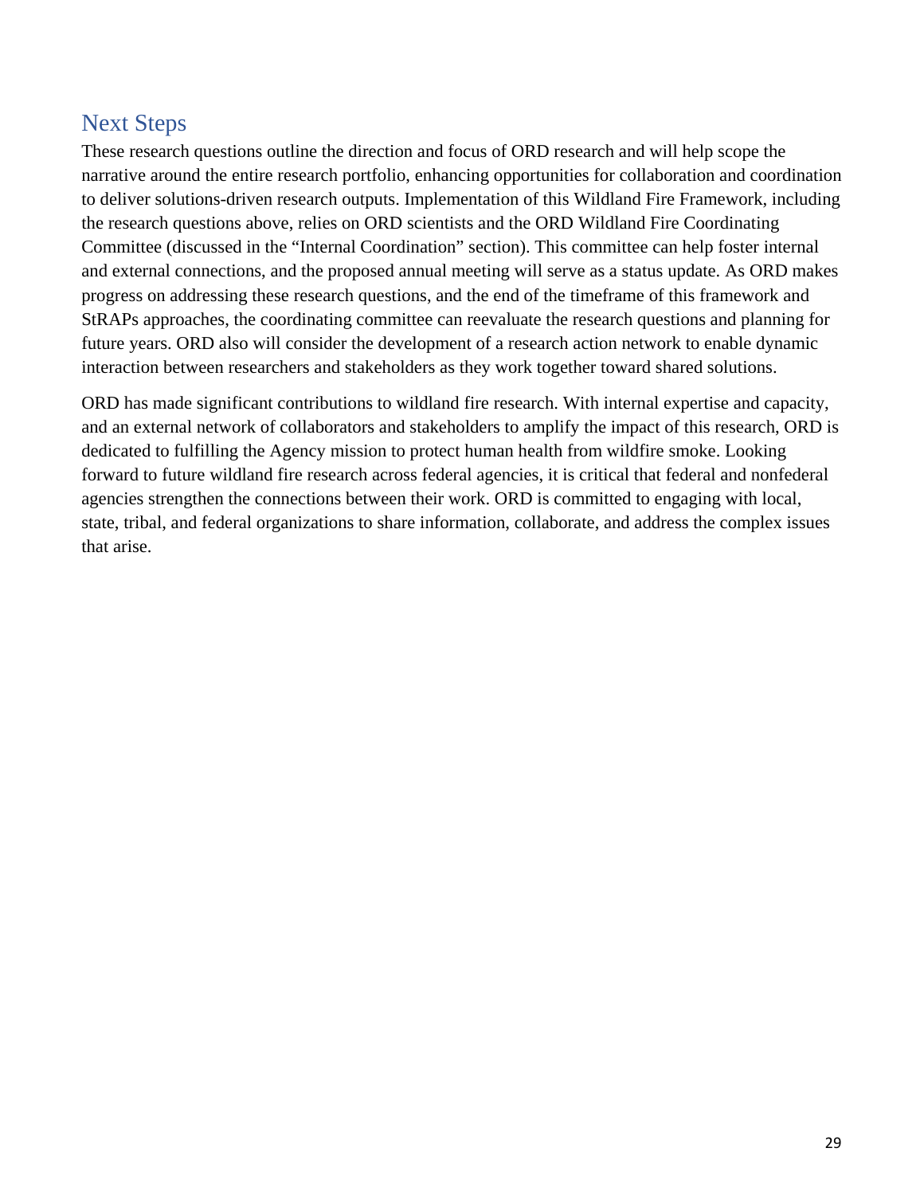## Next Steps

These research questions outline the direction and focus of ORD research and will help scope the narrative around the entire research portfolio, enhancing opportunities for collaboration and coordination to deliver solutions-driven research outputs. Implementation of this Wildland Fire Framework, including the research questions above, relies on ORD scientists and the ORD Wildland Fire Coordinating Committee (discussed in the "Internal Coordination" section). This committee can help foster internal and external connections, and the proposed annual meeting will serve as a status update. As ORD makes progress on addressing these research questions, and the end of the timeframe of this framework and StRAPs approaches, the coordinating committee can reevaluate the research questions and planning for future years. ORD also will consider the development of a research action network to enable dynamic interaction between researchers and stakeholders as they work together toward shared solutions.

ORD has made significant contributions to wildland fire research. With internal expertise and capacity, and an external network of collaborators and stakeholders to amplify the impact of this research, ORD is dedicated to fulfilling the Agency mission to protect human health from wildfire smoke. Looking forward to future wildland fire research across federal agencies, it is critical that federal and nonfederal agencies strengthen the connections between their work. ORD is committed to engaging with local, state, tribal, and federal organizations to share information, collaborate, and address the complex issues that arise.